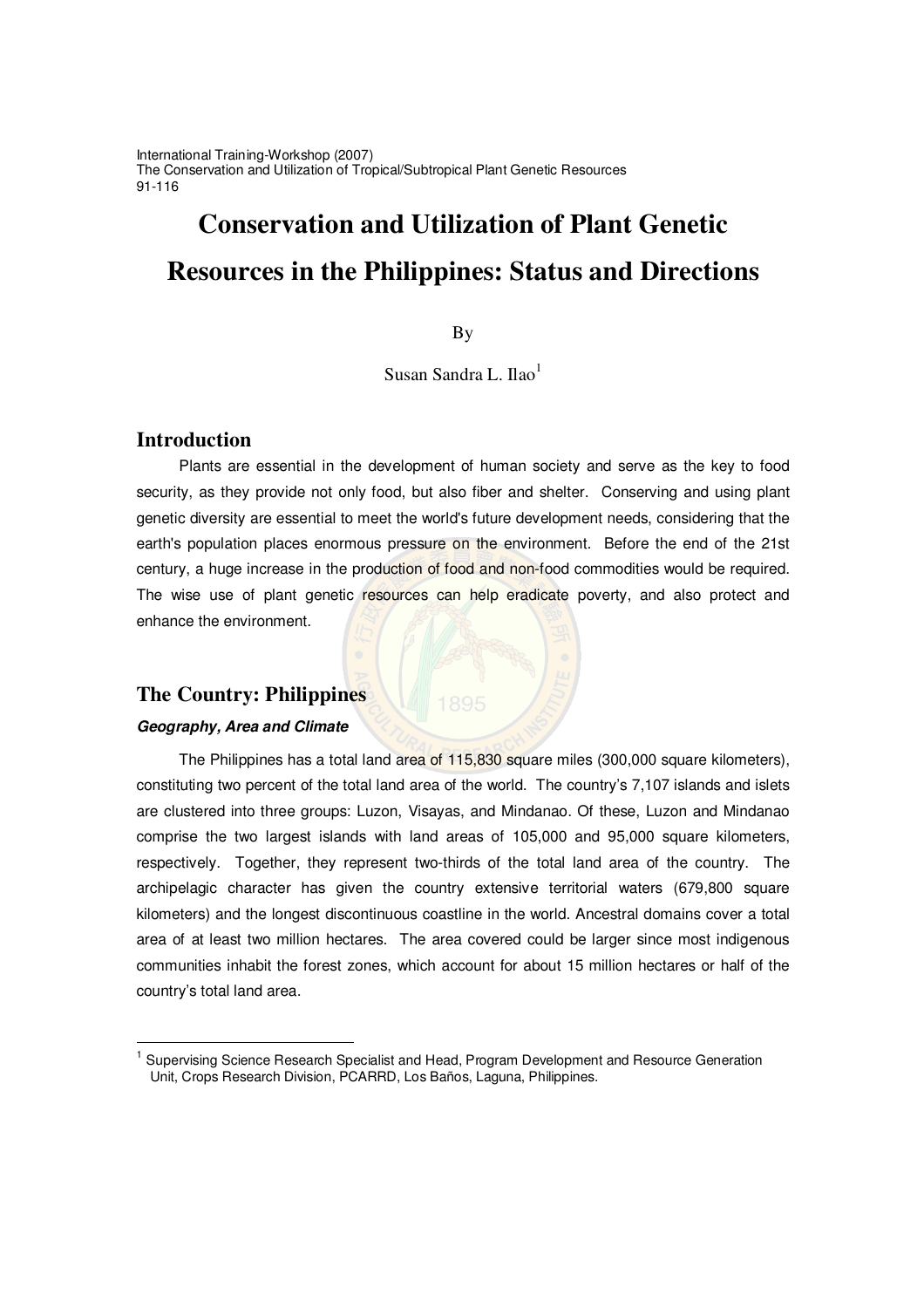International Training-Workshop (2007)
The Conservation and Utilization of Tropical/Subtropical Plant Genetic Resources
91-116

# Conservation and Utilization of Plant Genetic Resources in the Philippines: Status and Directions

By

Susan Sandra L. Ilao[1]

## Introduction

Plants are essential in the development of human society and serve as the key to food security, as they provide not only food, but also fiber and shelter. Conserving and using plant genetic diversity are essential to meet the world's future development needs, considering that the earth's population places enormous pressure on the environment. Before the end of the 21st century, a huge increase in the production of food and non-food commodities would be required. The wise use of plant genetic resources can help eradicate poverty, and also protect and enhance the environment.

## The Country: Philippines

### *Geography, Area and Climate*

The Philippines has a total land area of 115,830 square miles (300,000 square kilometers), constituting two percent of the total land area of the world. The country's 7,107 islands and islets are clustered into three groups: Luzon, Visayas, and Mindanao. Of these, Luzon and Mindanao comprise the two largest islands with land areas of 105,000 and 95,000 square kilometers, respectively. Together, they represent two-thirds of the total land area of the country. The archipelagic character has given the country extensive territorial waters (679,800 square kilometers) and the longest discontinuous coastline in the world. Ancestral domains cover a total area of at least two million hectares. The area covered could be larger since most indigenous communities inhabit the forest zones, which account for about 15 million hectares or half of the country's total land area.

[1] Supervising Science Research Specialist and Head, Program Development and Resource Generation Unit, Crops Research Division, PCARRD, Los Baños, Laguna, Philippines.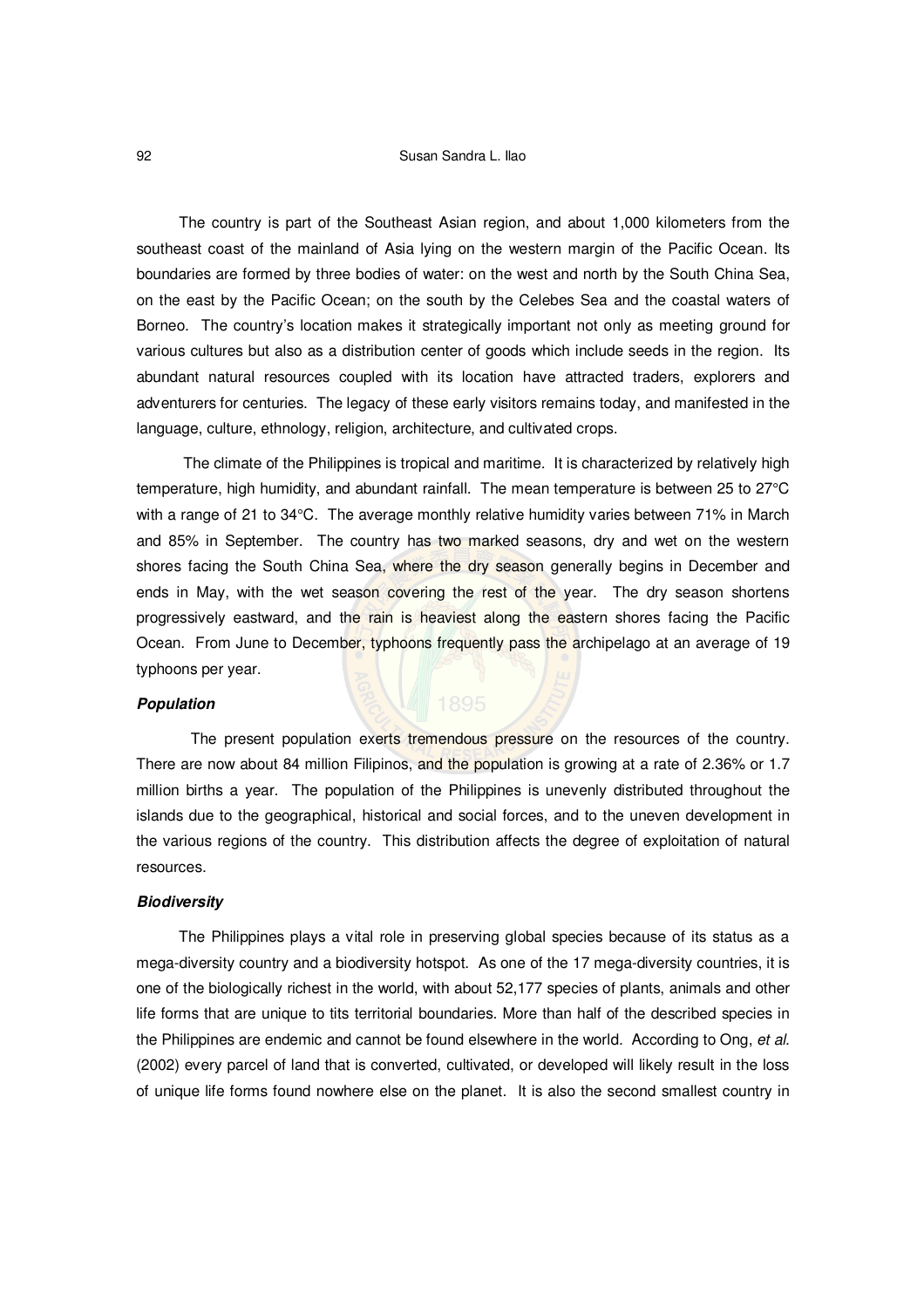The country is part of the Southeast Asian region, and about 1,000 kilometers from the southeast coast of the mainland of Asia lying on the western margin of the Pacific Ocean. Its boundaries are formed by three bodies of water: on the west and north by the South China Sea, on the east by the Pacific Ocean; on the south by the Celebes Sea and the coastal waters of Borneo. The country's location makes it strategically important not only as meeting ground for various cultures but also as a distribution center of goods which include seeds in the region. Its abundant natural resources coupled with its location have attracted traders, explorers and adventurers for centuries. The legacy of these early visitors remains today, and manifested in the language, culture, ethnology, religion, architecture, and cultivated crops.

The climate of the Philippines is tropical and maritime. It is characterized by relatively high temperature, high humidity, and abundant rainfall. The mean temperature is between 25 to 27°C with a range of 21 to 34°C. The average monthly relative humidity varies between 71% in March and 85% in September. The country has two marked seasons, dry and wet on the western shores facing the South China Sea, where the dry season generally begins in December and ends in May, with the wet season covering the rest of the year. The dry season shortens progressively eastward, and the rain is heaviest along the eastern shores facing the Pacific Ocean. From June to December, typhoons frequently pass the archipelago at an average of 19 typhoons per year.

#### ***Population***

The present population exerts tremendous pressure on the resources of the country. There are now about 84 million Filipinos, and the population is growing at a rate of 2.36% or 1.7 million births a year. The population of the Philippines is unevenly distributed throughout the islands due to the geographical, historical and social forces, and to the uneven development in the various regions of the country. This distribution affects the degree of exploitation of natural resources.

#### ***Biodiversity***

The Philippines plays a vital role in preserving global species because of its status as a mega-diversity country and a biodiversity hotspot. As one of the 17 mega-diversity countries, it is one of the biologically richest in the world, with about 52,177 species of plants, animals and other life forms that are unique to tits territorial boundaries. More than half of the described species in the Philippines are endemic and cannot be found elsewhere in the world. According to Ong, *et al.* (2002) every parcel of land that is converted, cultivated, or developed will likely result in the loss of unique life forms found nowhere else on the planet. It is also the second smallest country in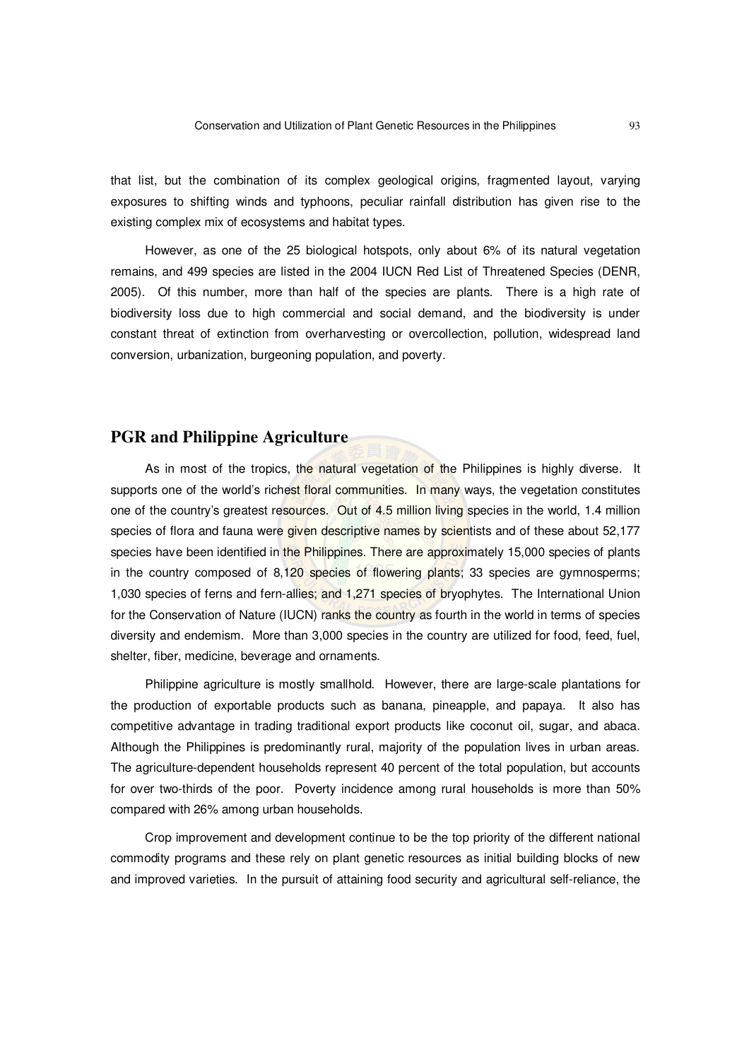that list, but the combination of its complex geological origins, fragmented layout, varying exposures to shifting winds and typhoons, peculiar rainfall distribution has given rise to the existing complex mix of ecosystems and habitat types.

However, as one of the 25 biological hotspots, only about 6% of its natural vegetation remains, and 499 species are listed in the 2004 IUCN Red List of Threatened Species (DENR, 2005). Of this number, more than half of the species are plants. There is a high rate of biodiversity loss due to high commercial and social demand, and the biodiversity is under constant threat of extinction from overharvesting or overcollection, pollution, widespread land conversion, urbanization, burgeoning population, and poverty.

## PGR and Philippine Agriculture

As in most of the tropics, the natural vegetation of the Philippines is highly diverse. It supports one of the world's richest floral communities. In many ways, the vegetation constitutes one of the country's greatest resources. Out of 4.5 million living species in the world, 1.4 million species of flora and fauna were given descriptive names by scientists and of these about 52,177 species have been identified in the Philippines. There are approximately 15,000 species of plants in the country composed of 8,120 species of flowering plants; 33 species are gymnosperms; 1,030 species of ferns and fern-allies; and 1,271 species of bryophytes. The International Union for the Conservation of Nature (IUCN) ranks the country as fourth in the world in terms of species diversity and endemism. More than 3,000 species in the country are utilized for food, feed, fuel, shelter, fiber, medicine, beverage and ornaments.

Philippine agriculture is mostly smallhold. However, there are large-scale plantations for the production of exportable products such as banana, pineapple, and papaya. It also has competitive advantage in trading traditional export products like coconut oil, sugar, and abaca. Although the Philippines is predominantly rural, majority of the population lives in urban areas. The agriculture-dependent households represent 40 percent of the total population, but accounts for over two-thirds of the poor. Poverty incidence among rural households is more than 50% compared with 26% among urban households.

Crop improvement and development continue to be the top priority of the different national commodity programs and these rely on plant genetic resources as initial building blocks of new and improved varieties. In the pursuit of attaining food security and agricultural self-reliance, the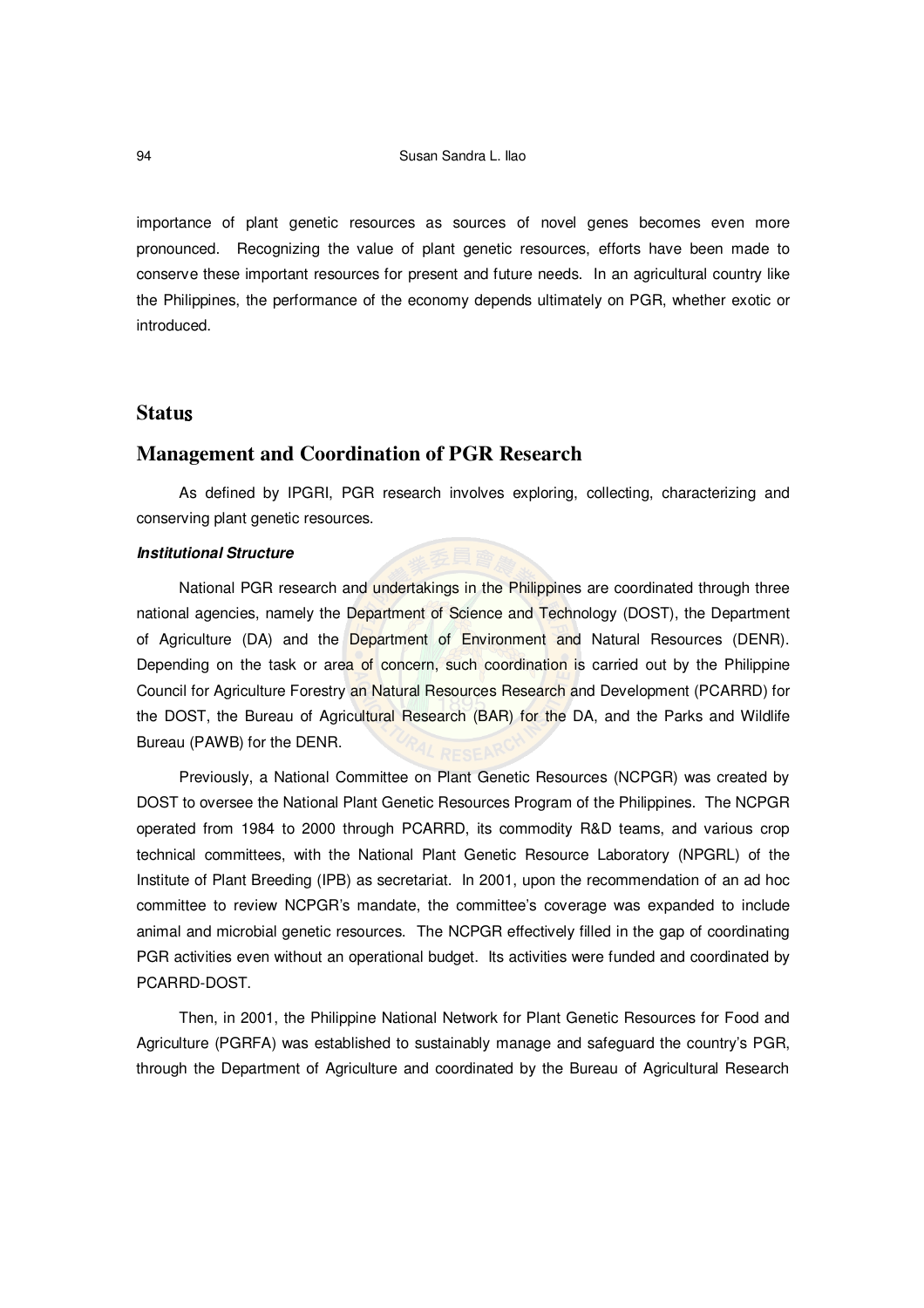importance of plant genetic resources as sources of novel genes becomes even more pronounced. Recognizing the value of plant genetic resources, efforts have been made to conserve these important resources for present and future needs. In an agricultural country like the Philippines, the performance of the economy depends ultimately on PGR, whether exotic or introduced.

## Status

## Management and Coordination of PGR Research

As defined by IPGRI, PGR research involves exploring, collecting, characterizing and conserving plant genetic resources.

***Institutional Structure***

National PGR research and undertakings in the Philippines are coordinated through three national agencies, namely the Department of Science and Technology (DOST), the Department of Agriculture (DA) and the Department of Environment and Natural Resources (DENR). Depending on the task or area of concern, such coordination is carried out by the Philippine Council for Agriculture Forestry an Natural Resources Research and Development (PCARRD) for the DOST, the Bureau of Agricultural Research (BAR) for the DA, and the Parks and Wildlife Bureau (PAWB) for the DENR.

Previously, a National Committee on Plant Genetic Resources (NCPGR) was created by DOST to oversee the National Plant Genetic Resources Program of the Philippines. The NCPGR operated from 1984 to 2000 through PCARRD, its commodity R&D teams, and various crop technical committees, with the National Plant Genetic Resource Laboratory (NPGRL) of the Institute of Plant Breeding (IPB) as secretariat. In 2001, upon the recommendation of an ad hoc committee to review NCPGR's mandate, the committee's coverage was expanded to include animal and microbial genetic resources. The NCPGR effectively filled in the gap of coordinating PGR activities even without an operational budget. Its activities were funded and coordinated by PCARRD-DOST.

Then, in 2001, the Philippine National Network for Plant Genetic Resources for Food and Agriculture (PGRFA) was established to sustainably manage and safeguard the country's PGR, through the Department of Agriculture and coordinated by the Bureau of Agricultural Research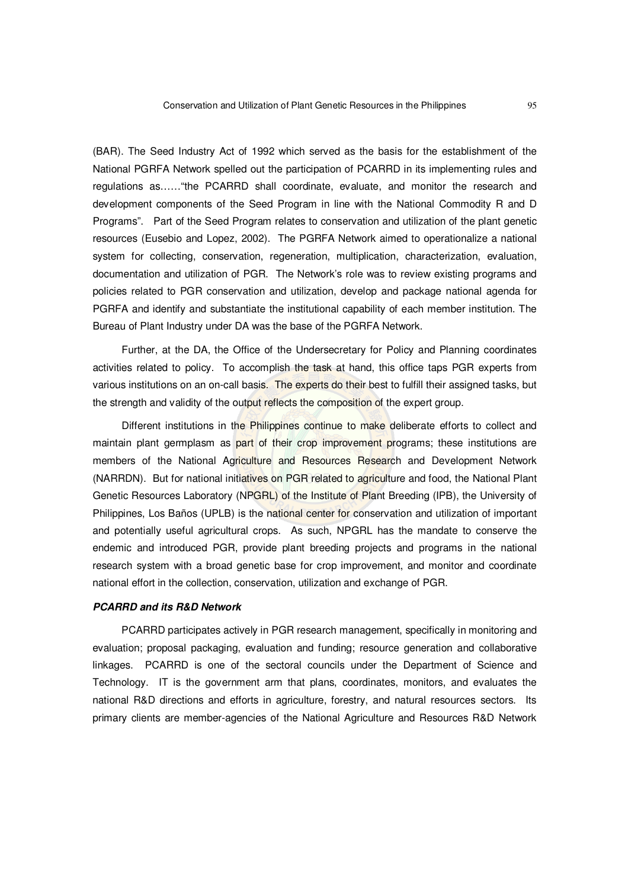(BAR). The Seed Industry Act of 1992 which served as the basis for the establishment of the National PGRFA Network spelled out the participation of PCARRD in its implementing rules and regulations as……"the PCARRD shall coordinate, evaluate, and monitor the research and development components of the Seed Program in line with the National Commodity R and D Programs". Part of the Seed Program relates to conservation and utilization of the plant genetic resources (Eusebio and Lopez, 2002). The PGRFA Network aimed to operationalize a national system for collecting, conservation, regeneration, multiplication, characterization, evaluation, documentation and utilization of PGR. The Network's role was to review existing programs and policies related to PGR conservation and utilization, develop and package national agenda for PGRFA and identify and substantiate the institutional capability of each member institution. The Bureau of Plant Industry under DA was the base of the PGRFA Network.

Further, at the DA, the Office of the Undersecretary for Policy and Planning coordinates activities related to policy. To accomplish the task at hand, this office taps PGR experts from various institutions on an on-call basis. The experts do their best to fulfill their assigned tasks, but the strength and validity of the output reflects the composition of the expert group.

Different institutions in the Philippines continue to make deliberate efforts to collect and maintain plant germplasm as part of their crop improvement programs; these institutions are members of the National Agriculture and Resources Research and Development Network (NARRDN). But for national initiatives on PGR related to agriculture and food, the National Plant Genetic Resources Laboratory (NPGRL) of the Institute of Plant Breeding (IPB), the University of Philippines, Los Baños (UPLB) is the national center for conservation and utilization of important and potentially useful agricultural crops. As such, NPGRL has the mandate to conserve the endemic and introduced PGR, provide plant breeding projects and programs in the national research system with a broad genetic base for crop improvement, and monitor and coordinate national effort in the collection, conservation, utilization and exchange of PGR.

***PCARRD and its R&D Network***

PCARRD participates actively in PGR research management, specifically in monitoring and evaluation; proposal packaging, evaluation and funding; resource generation and collaborative linkages. PCARRD is one of the sectoral councils under the Department of Science and Technology. IT is the government arm that plans, coordinates, monitors, and evaluates the national R&D directions and efforts in agriculture, forestry, and natural resources sectors. Its primary clients are member-agencies of the National Agriculture and Resources R&D Network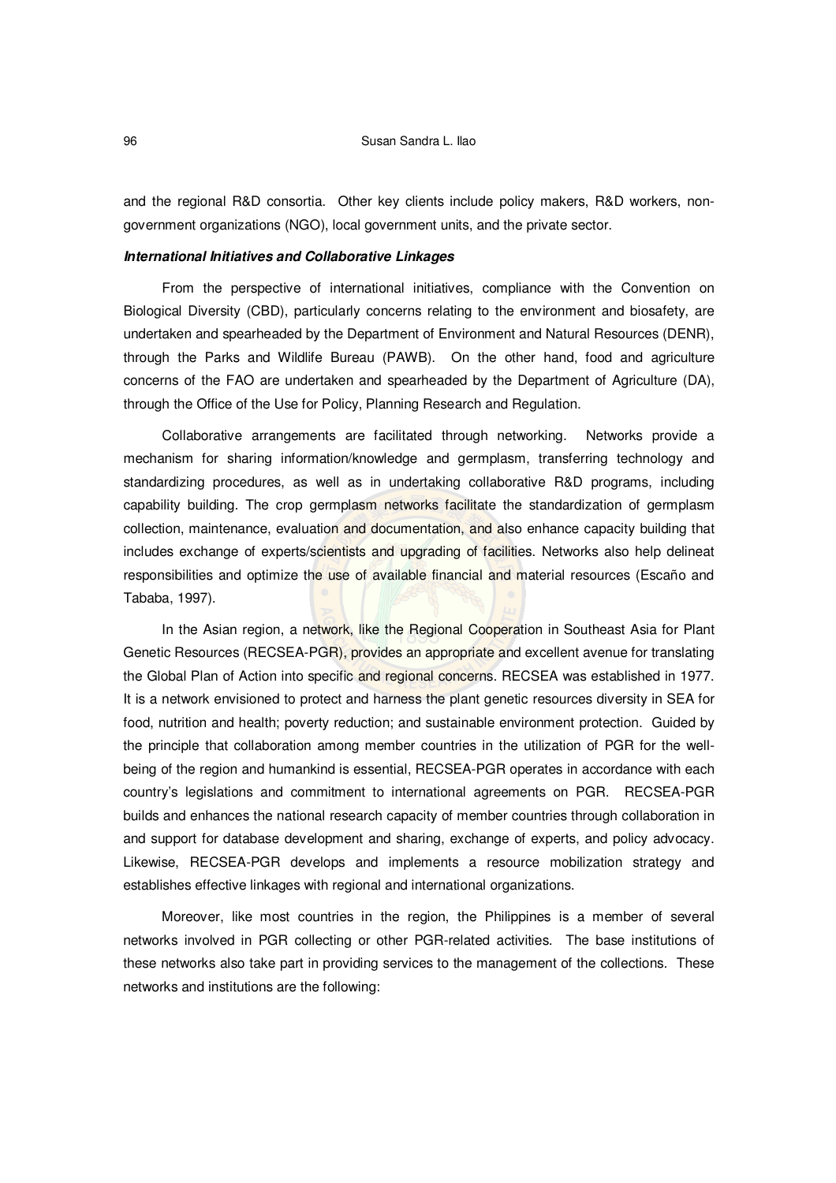and the regional R&D consortia. Other key clients include policy makers, R&D workers, non-government organizations (NGO), local government units, and the private sector.

***International Initiatives and Collaborative Linkages***

From the perspective of international initiatives, compliance with the Convention on Biological Diversity (CBD), particularly concerns relating to the environment and biosafety, are undertaken and spearheaded by the Department of Environment and Natural Resources (DENR), through the Parks and Wildlife Bureau (PAWB). On the other hand, food and agriculture concerns of the FAO are undertaken and spearheaded by the Department of Agriculture (DA), through the Office of the Use for Policy, Planning Research and Regulation.

Collaborative arrangements are facilitated through networking. Networks provide a mechanism for sharing information/knowledge and germplasm, transferring technology and standardizing procedures, as well as in undertaking collaborative R&D programs, including capability building. The crop germplasm networks facilitate the standardization of germplasm collection, maintenance, evaluation and documentation, and also enhance capacity building that includes exchange of experts/scientists and upgrading of facilities. Networks also help delineat responsibilities and optimize the use of available financial and material resources (Escaño and Tababa, 1997).

In the Asian region, a network, like the Regional Cooperation in Southeast Asia for Plant Genetic Resources (RECSEA-PGR), provides an appropriate and excellent avenue for translating the Global Plan of Action into specific and regional concerns. RECSEA was established in 1977. It is a network envisioned to protect and harness the plant genetic resources diversity in SEA for food, nutrition and health; poverty reduction; and sustainable environment protection. Guided by the principle that collaboration among member countries in the utilization of PGR for the well-being of the region and humankind is essential, RECSEA-PGR operates in accordance with each country's legislations and commitment to international agreements on PGR. RECSEA-PGR builds and enhances the national research capacity of member countries through collaboration in and support for database development and sharing, exchange of experts, and policy advocacy. Likewise, RECSEA-PGR develops and implements a resource mobilization strategy and establishes effective linkages with regional and international organizations.

Moreover, like most countries in the region, the Philippines is a member of several networks involved in PGR collecting or other PGR-related activities. The base institutions of these networks also take part in providing services to the management of the collections. These networks and institutions are the following: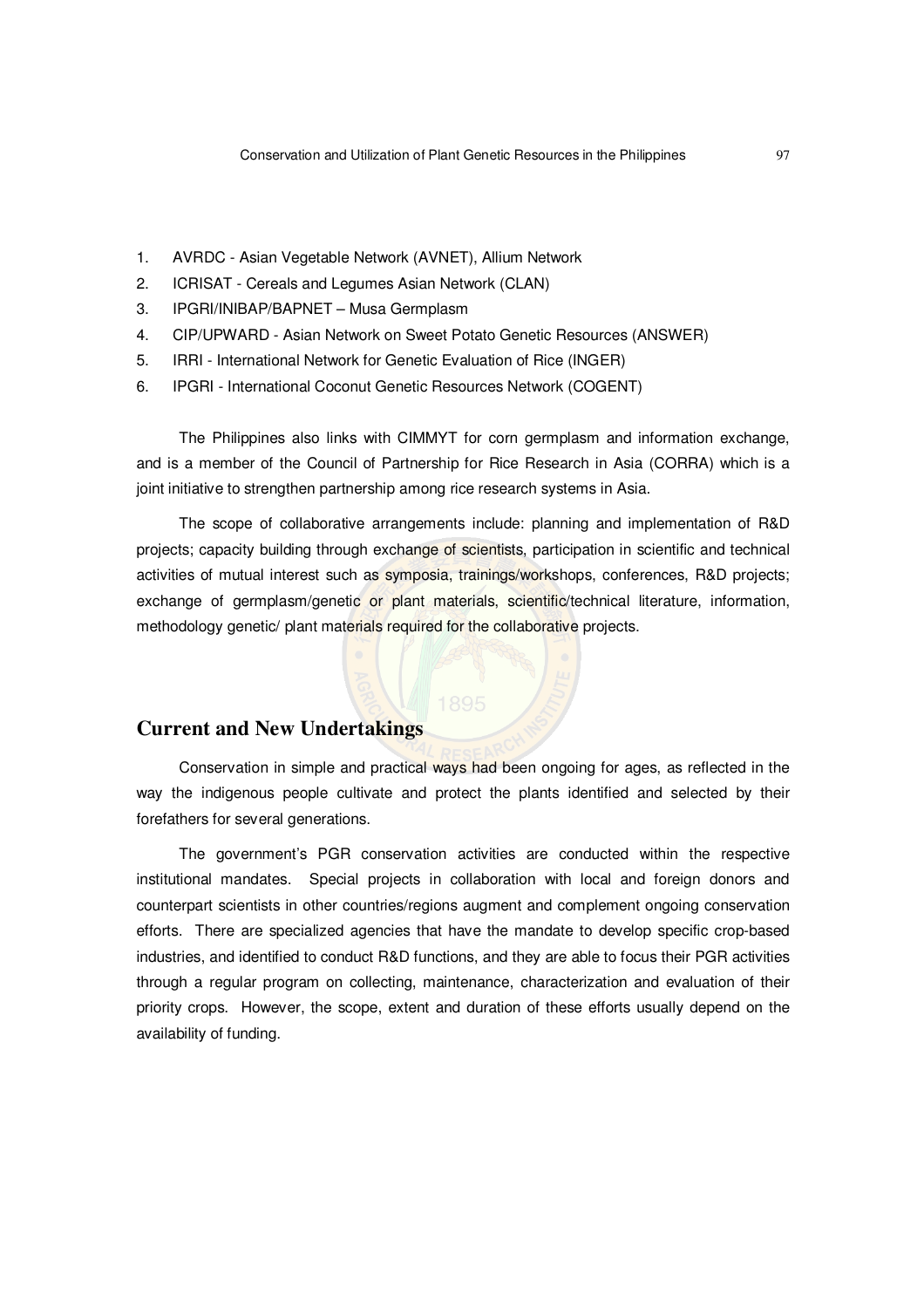1. AVRDC - Asian Vegetable Network (AVNET), Allium Network
2. ICRISAT - Cereals and Legumes Asian Network (CLAN)
3. IPGRI/INIBAP/BAPNET – Musa Germplasm
4. CIP/UPWARD - Asian Network on Sweet Potato Genetic Resources (ANSWER)
5. IRRI - International Network for Genetic Evaluation of Rice (INGER)
6. IPGRI - International Coconut Genetic Resources Network (COGENT)

The Philippines also links with CIMMYT for corn germplasm and information exchange, and is a member of the Council of Partnership for Rice Research in Asia (CORRA) which is a joint initiative to strengthen partnership among rice research systems in Asia.

The scope of collaborative arrangements include: planning and implementation of R&D projects; capacity building through exchange of scientists, participation in scientific and technical activities of mutual interest such as symposia, trainings/workshops, conferences, R&D projects; exchange of germplasm/genetic or plant materials, scientific/technical literature, information, methodology genetic/ plant materials required for the collaborative projects.

## Current and New Undertakings

Conservation in simple and practical ways had been ongoing for ages, as reflected in the way the indigenous people cultivate and protect the plants identified and selected by their forefathers for several generations.

The government's PGR conservation activities are conducted within the respective institutional mandates. Special projects in collaboration with local and foreign donors and counterpart scientists in other countries/regions augment and complement ongoing conservation efforts. There are specialized agencies that have the mandate to develop specific crop-based industries, and identified to conduct R&D functions, and they are able to focus their PGR activities through a regular program on collecting, maintenance, characterization and evaluation of their priority crops. However, the scope, extent and duration of these efforts usually depend on the availability of funding.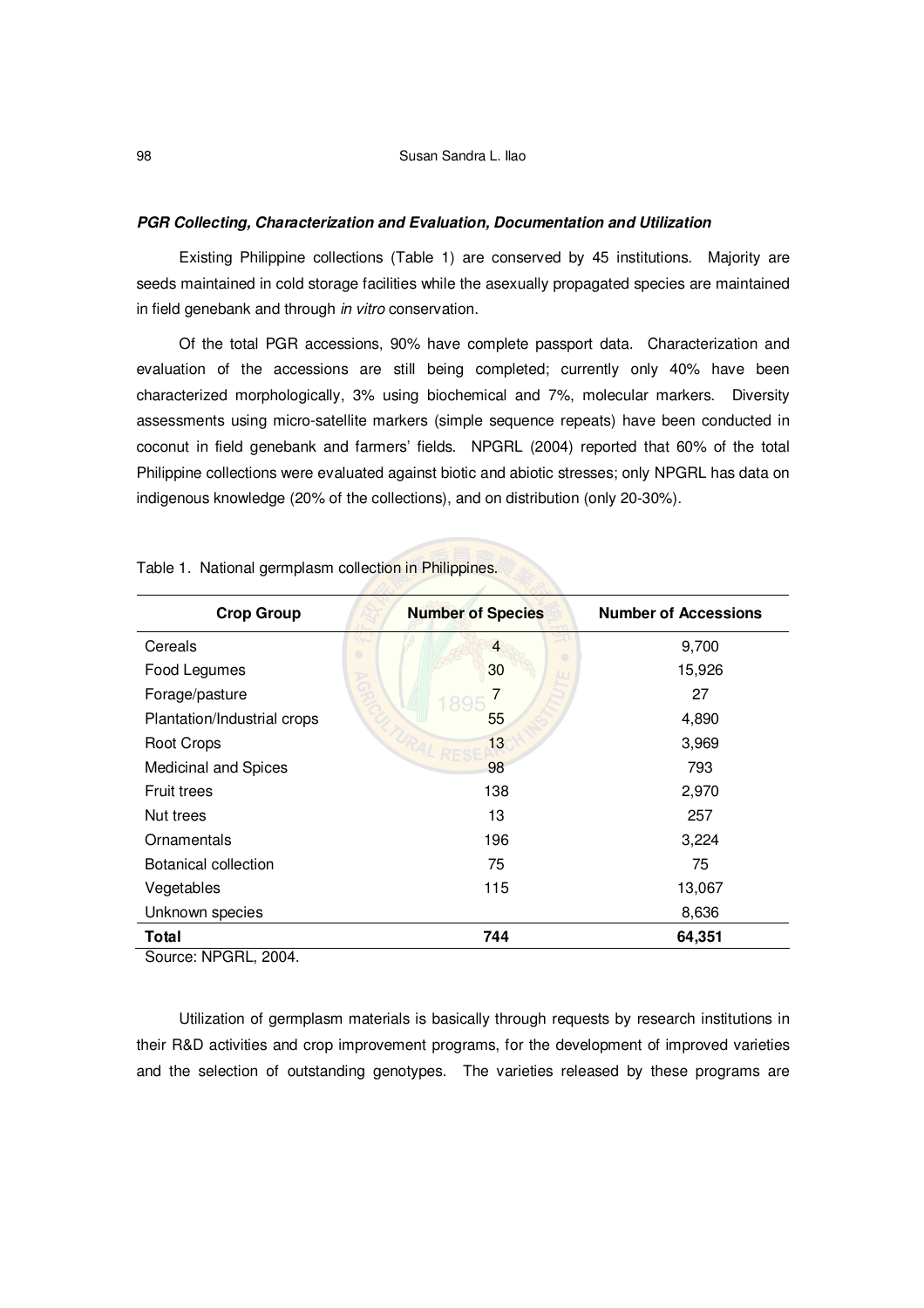***PGR Collecting, Characterization and Evaluation, Documentation and Utilization***

Existing Philippine collections (Table 1) are conserved by 45 institutions. Majority are seeds maintained in cold storage facilities while the asexually propagated species are maintained in field genebank and through *in vitro* conservation.

Of the total PGR accessions, 90% have complete passport data. Characterization and evaluation of the accessions are still being completed; currently only 40% have been characterized morphologically, 3% using biochemical and 7%, molecular markers. Diversity assessments using micro-satellite markers (simple sequence repeats) have been conducted in coconut in field genebank and farmers' fields. NPGRL (2004) reported that 60% of the total Philippine collections were evaluated against biotic and abiotic stresses; only NPGRL has data on indigenous knowledge (20% of the collections), and on distribution (only 20-30%).

Table 1. National germplasm collection in Philippines.

| Crop Group | Number of Species | Number of Accessions |
|---|---|---|
| Cereals | 4 | 9,700 |
| Food Legumes | 30 | 15,926 |
| Forage/pasture | 7 | 27 |
| Plantation/Industrial crops | 55 | 4,890 |
| Root Crops | 13 | 3,969 |
| Medicinal and Spices | 98 | 793 |
| Fruit trees | 138 | 2,970 |
| Nut trees | 13 | 257 |
| Ornamentals | 196 | 3,224 |
| Botanical collection | 75 | 75 |
| Vegetables | 115 | 13,067 |
| Unknown species | | 8,636 |
| **Total** | **744** | **64,351** |

Source: NPGRL, 2004.

Utilization of germplasm materials is basically through requests by research institutions in their R&D activities and crop improvement programs, for the development of improved varieties and the selection of outstanding genotypes. The varieties released by these programs are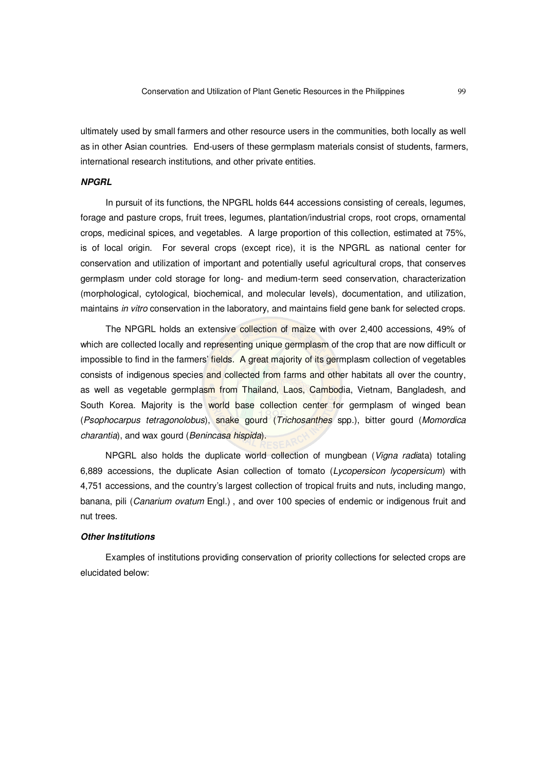ultimately used by small farmers and other resource users in the communities, both locally as well as in other Asian countries. End-users of these germplasm materials consist of students, farmers, international research institutions, and other private entities.

***NPGRL***

In pursuit of its functions, the NPGRL holds 644 accessions consisting of cereals, legumes, forage and pasture crops, fruit trees, legumes, plantation/industrial crops, root crops, ornamental crops, medicinal spices, and vegetables. A large proportion of this collection, estimated at 75%, is of local origin. For several crops (except rice), it is the NPGRL as national center for conservation and utilization of important and potentially useful agricultural crops, that conserves germplasm under cold storage for long- and medium-term seed conservation, characterization (morphological, cytological, biochemical, and molecular levels), documentation, and utilization, maintains *in vitro* conservation in the laboratory, and maintains field gene bank for selected crops.

The NPGRL holds an extensive collection of maize with over 2,400 accessions, 49% of which are collected locally and representing unique germplasm of the crop that are now difficult or impossible to find in the farmers' fields. A great majority of its germplasm collection of vegetables consists of indigenous species and collected from farms and other habitats all over the country, as well as vegetable germplasm from Thailand, Laos, Cambodia, Vietnam, Bangladesh, and South Korea. Majority is the world base collection center for germplasm of winged bean (*Psophocarpus tetragonolobus*), snake gourd (*Trichosanthes* spp.), bitter gourd (*Momordica charantia*), and wax gourd (*Benincasa hispida*).

NPGRL also holds the duplicate world collection of mungbean (*Vigna radi*ata) totaling 6,889 accessions, the duplicate Asian collection of tomato (*Lycopersicon lycopersicum*) with 4,751 accessions, and the country's largest collection of tropical fruits and nuts, including mango, banana, pili (*Canarium ovatum* Engl.) , and over 100 species of endemic or indigenous fruit and nut trees.

***Other Institutions***

Examples of institutions providing conservation of priority collections for selected crops are elucidated below: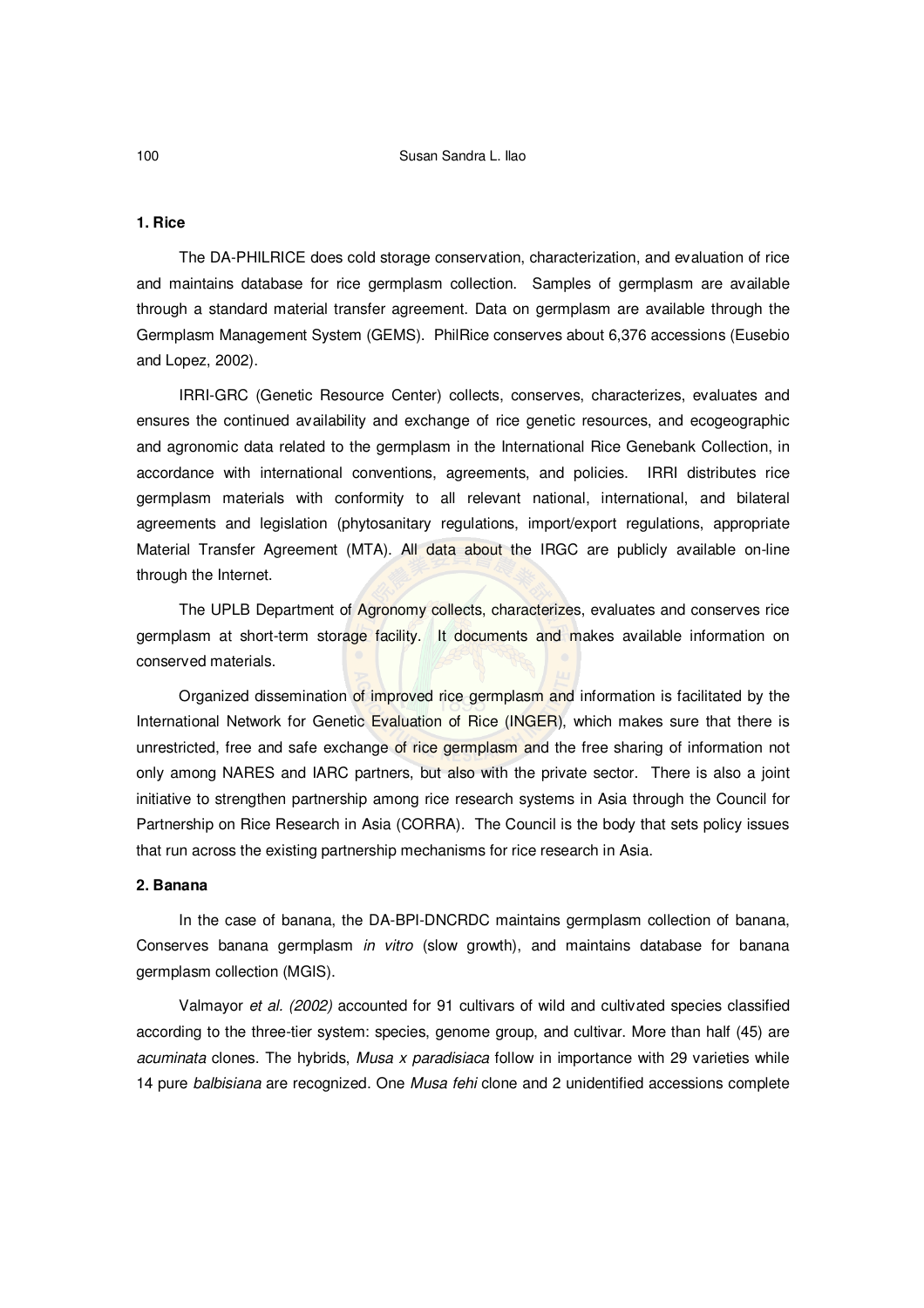### 1. Rice

The DA-PHILRICE does cold storage conservation, characterization, and evaluation of rice and maintains database for rice germplasm collection. Samples of germplasm are available through a standard material transfer agreement. Data on germplasm are available through the Germplasm Management System (GEMS). PhilRice conserves about 6,376 accessions (Eusebio and Lopez, 2002).

IRRI-GRC (Genetic Resource Center) collects, conserves, characterizes, evaluates and ensures the continued availability and exchange of rice genetic resources, and ecogeographic and agronomic data related to the germplasm in the International Rice Genebank Collection, in accordance with international conventions, agreements, and policies. IRRI distributes rice germplasm materials with conformity to all relevant national, international, and bilateral agreements and legislation (phytosanitary regulations, import/export regulations, appropriate Material Transfer Agreement (MTA). All data about the IRGC are publicly available on-line through the Internet.

The UPLB Department of Agronomy collects, characterizes, evaluates and conserves rice germplasm at short-term storage facility. It documents and makes available information on conserved materials.

Organized dissemination of improved rice germplasm and information is facilitated by the International Network for Genetic Evaluation of Rice (INGER), which makes sure that there is unrestricted, free and safe exchange of rice germplasm and the free sharing of information not only among NARES and IARC partners, but also with the private sector. There is also a joint initiative to strengthen partnership among rice research systems in Asia through the Council for Partnership on Rice Research in Asia (CORRA). The Council is the body that sets policy issues that run across the existing partnership mechanisms for rice research in Asia.

### 2. Banana

In the case of banana, the DA-BPI-DNCRDC maintains germplasm collection of banana, Conserves banana germplasm *in vitro* (slow growth), and maintains database for banana germplasm collection (MGIS).

Valmayor *et al. (2002)* accounted for 91 cultivars of wild and cultivated species classified according to the three-tier system: species, genome group, and cultivar. More than half (45) are *acuminata* clones. The hybrids, *Musa x paradisiaca* follow in importance with 29 varieties while 14 pure *balbisiana* are recognized. One *Musa fehi* clone and 2 unidentified accessions complete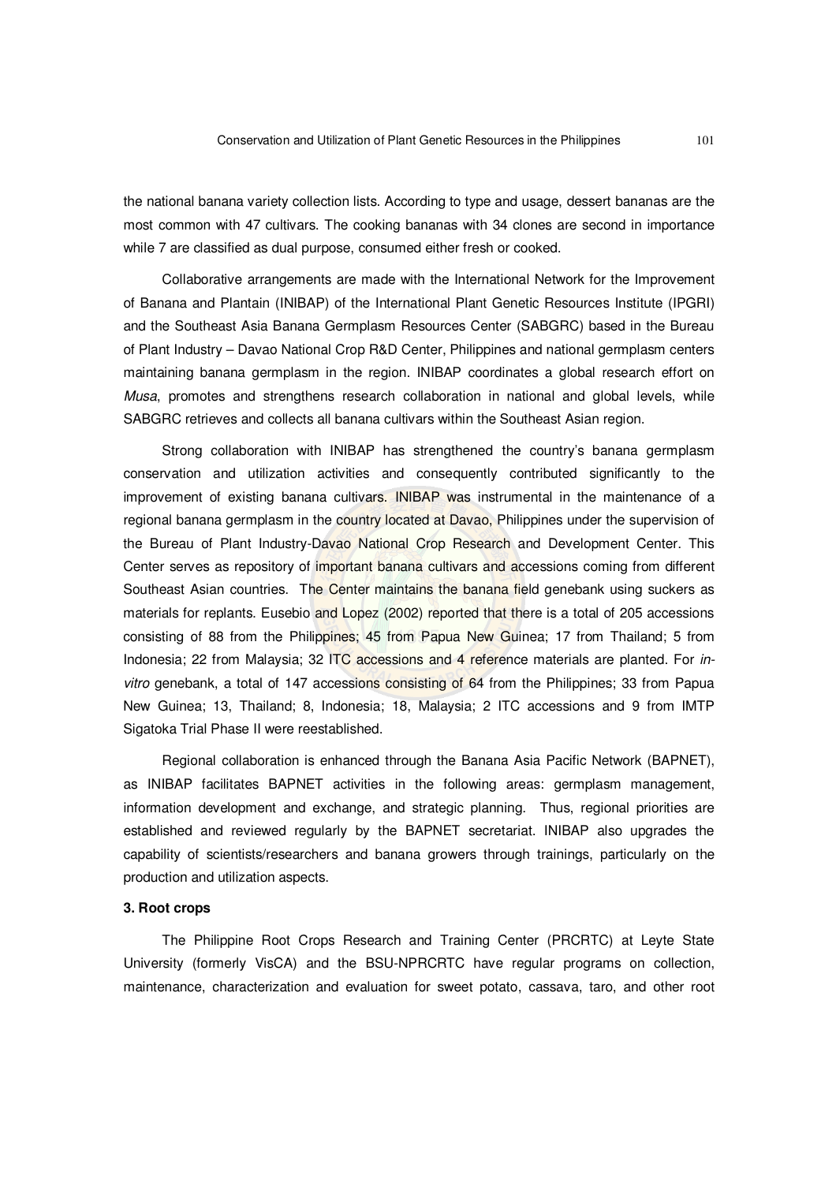the national banana variety collection lists. According to type and usage, dessert bananas are the most common with 47 cultivars. The cooking bananas with 34 clones are second in importance while 7 are classified as dual purpose, consumed either fresh or cooked.

Collaborative arrangements are made with the International Network for the Improvement of Banana and Plantain (INIBAP) of the International Plant Genetic Resources Institute (IPGRI) and the Southeast Asia Banana Germplasm Resources Center (SABGRC) based in the Bureau of Plant Industry – Davao National Crop R&D Center, Philippines and national germplasm centers maintaining banana germplasm in the region. INIBAP coordinates a global research effort on *Musa*, promotes and strengthens research collaboration in national and global levels, while SABGRC retrieves and collects all banana cultivars within the Southeast Asian region.

Strong collaboration with INIBAP has strengthened the country's banana germplasm conservation and utilization activities and consequently contributed significantly to the improvement of existing banana cultivars. INIBAP was instrumental in the maintenance of a regional banana germplasm in the country located at Davao, Philippines under the supervision of the Bureau of Plant Industry-Davao National Crop Research and Development Center. This Center serves as repository of important banana cultivars and accessions coming from different Southeast Asian countries. The Center maintains the banana field genebank using suckers as materials for replants. Eusebio and Lopez (2002) reported that there is a total of 205 accessions consisting of 88 from the Philippines; 45 from Papua New Guinea; 17 from Thailand; 5 from Indonesia; 22 from Malaysia; 32 ITC accessions and 4 reference materials are planted. For *in-vitro* genebank, a total of 147 accessions consisting of 64 from the Philippines; 33 from Papua New Guinea; 13, Thailand; 8, Indonesia; 18, Malaysia; 2 ITC accessions and 9 from IMTP Sigatoka Trial Phase II were reestablished.

Regional collaboration is enhanced through the Banana Asia Pacific Network (BAPNET), as INIBAP facilitates BAPNET activities in the following areas: germplasm management, information development and exchange, and strategic planning. Thus, regional priorities are established and reviewed regularly by the BAPNET secretariat. INIBAP also upgrades the capability of scientists/researchers and banana growers through trainings, particularly on the production and utilization aspects.

**3. Root crops**

The Philippine Root Crops Research and Training Center (PRCRTC) at Leyte State University (formerly VisCA) and the BSU-NPRCRTC have regular programs on collection, maintenance, characterization and evaluation for sweet potato, cassava, taro, and other root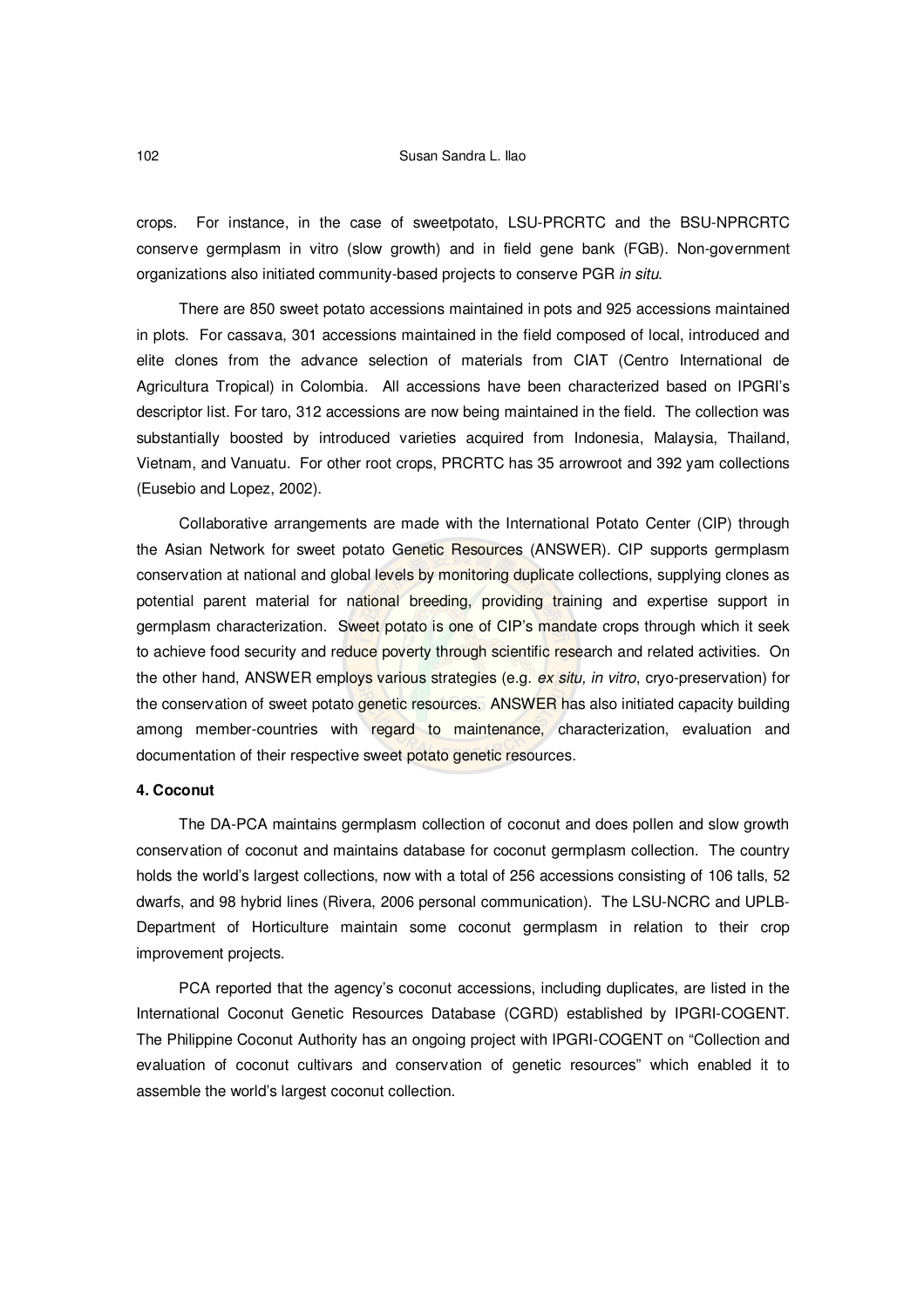crops. For instance, in the case of sweetpotato, LSU-PRCRTC and the BSU-NPRCRTC conserve germplasm in vitro (slow growth) and in field gene bank (FGB). Non-government organizations also initiated community-based projects to conserve PGR *in situ*.

There are 850 sweet potato accessions maintained in pots and 925 accessions maintained in plots. For cassava, 301 accessions maintained in the field composed of local, introduced and elite clones from the advance selection of materials from CIAT (Centro International de Agricultura Tropical) in Colombia. All accessions have been characterized based on IPGRI's descriptor list. For taro, 312 accessions are now being maintained in the field. The collection was substantially boosted by introduced varieties acquired from Indonesia, Malaysia, Thailand, Vietnam, and Vanuatu. For other root crops, PRCRTC has 35 arrowroot and 392 yam collections (Eusebio and Lopez, 2002).

Collaborative arrangements are made with the International Potato Center (CIP) through the Asian Network for sweet potato Genetic Resources (ANSWER). CIP supports germplasm conservation at national and global levels by monitoring duplicate collections, supplying clones as potential parent material for national breeding, providing training and expertise support in germplasm characterization. Sweet potato is one of CIP's mandate crops through which it seek to achieve food security and reduce poverty through scientific research and related activities. On the other hand, ANSWER employs various strategies (e.g. *ex situ, in vitro*, cryo-preservation) for the conservation of sweet potato genetic resources. ANSWER has also initiated capacity building among member-countries with regard to maintenance, characterization, evaluation and documentation of their respective sweet potato genetic resources.

**4. Coconut**

The DA-PCA maintains germplasm collection of coconut and does pollen and slow growth conservation of coconut and maintains database for coconut germplasm collection. The country holds the world's largest collections, now with a total of 256 accessions consisting of 106 talls, 52 dwarfs, and 98 hybrid lines (Rivera, 2006 personal communication). The LSU-NCRC and UPLB-Department of Horticulture maintain some coconut germplasm in relation to their crop improvement projects.

PCA reported that the agency's coconut accessions, including duplicates, are listed in the International Coconut Genetic Resources Database (CGRD) established by IPGRI-COGENT. The Philippine Coconut Authority has an ongoing project with IPGRI-COGENT on "Collection and evaluation of coconut cultivars and conservation of genetic resources" which enabled it to assemble the world's largest coconut collection.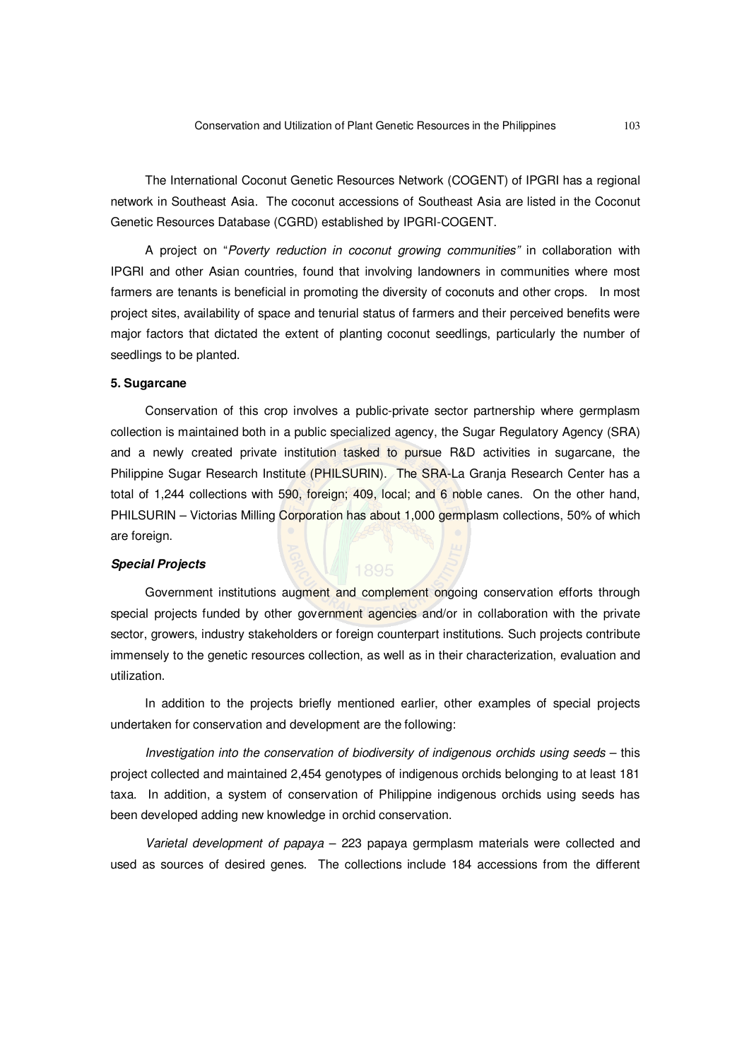The International Coconut Genetic Resources Network (COGENT) of IPGRI has a regional network in Southeast Asia. The coconut accessions of Southeast Asia are listed in the Coconut Genetic Resources Database (CGRD) established by IPGRI-COGENT.

A project on "*Poverty reduction in coconut growing communities"* in collaboration with IPGRI and other Asian countries, found that involving landowners in communities where most farmers are tenants is beneficial in promoting the diversity of coconuts and other crops. In most project sites, availability of space and tenurial status of farmers and their perceived benefits were major factors that dictated the extent of planting coconut seedlings, particularly the number of seedlings to be planted.

**5. Sugarcane**

Conservation of this crop involves a public-private sector partnership where germplasm collection is maintained both in a public specialized agency, the Sugar Regulatory Agency (SRA) and a newly created private institution tasked to pursue R&D activities in sugarcane, the Philippine Sugar Research Institute (PHILSURIN). The SRA-La Granja Research Center has a total of 1,244 collections with 590, foreign; 409, local; and 6 noble canes. On the other hand, PHILSURIN – Victorias Milling Corporation has about 1,000 germplasm collections, 50% of which are foreign.

***Special Projects***

Government institutions augment and complement ongoing conservation efforts through special projects funded by other government agencies and/or in collaboration with the private sector, growers, industry stakeholders or foreign counterpart institutions. Such projects contribute immensely to the genetic resources collection, as well as in their characterization, evaluation and utilization.

In addition to the projects briefly mentioned earlier, other examples of special projects undertaken for conservation and development are the following:

*Investigation into the conservation of biodiversity of indigenous orchids using seeds* – this project collected and maintained 2,454 genotypes of indigenous orchids belonging to at least 181 taxa. In addition, a system of conservation of Philippine indigenous orchids using seeds has been developed adding new knowledge in orchid conservation.

*Varietal development of papaya* – 223 papaya germplasm materials were collected and used as sources of desired genes. The collections include 184 accessions from the different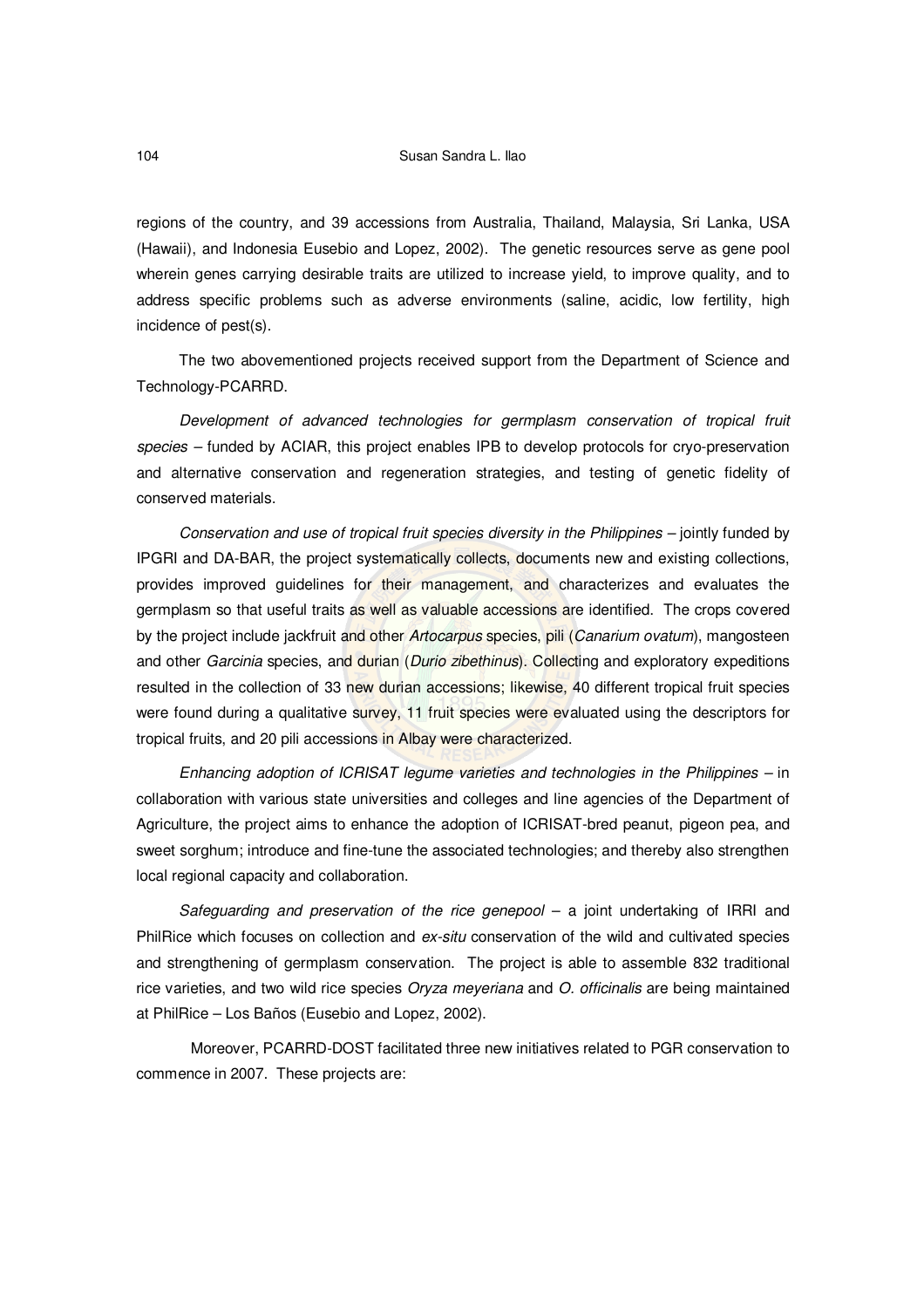regions of the country, and 39 accessions from Australia, Thailand, Malaysia, Sri Lanka, USA (Hawaii), and Indonesia Eusebio and Lopez, 2002). The genetic resources serve as gene pool wherein genes carrying desirable traits are utilized to increase yield, to improve quality, and to address specific problems such as adverse environments (saline, acidic, low fertility, high incidence of pest(s).

The two abovementioned projects received support from the Department of Science and Technology-PCARRD.

*Development of advanced technologies for germplasm conservation of tropical fruit species* – funded by ACIAR, this project enables IPB to develop protocols for cryo-preservation and alternative conservation and regeneration strategies, and testing of genetic fidelity of conserved materials.

*Conservation and use of tropical fruit species diversity in the Philippines* – jointly funded by IPGRI and DA-BAR, the project systematically collects, documents new and existing collections, provides improved guidelines for their management, and characterizes and evaluates the germplasm so that useful traits as well as valuable accessions are identified. The crops covered by the project include jackfruit and other *Artocarpus* species, pili (*Canarium ovatum*), mangosteen and other *Garcinia* species, and durian (*Durio zibethinus*). Collecting and exploratory expeditions resulted in the collection of 33 new durian accessions; likewise, 40 different tropical fruit species were found during a qualitative survey, 11 fruit species were evaluated using the descriptors for tropical fruits, and 20 pili accessions in Albay were characterized.

*Enhancing adoption of ICRISAT legume varieties and technologies in the Philippines* – in collaboration with various state universities and colleges and line agencies of the Department of Agriculture, the project aims to enhance the adoption of ICRISAT-bred peanut, pigeon pea, and sweet sorghum; introduce and fine-tune the associated technologies; and thereby also strengthen local regional capacity and collaboration.

*Safeguarding and preservation of the rice genepool* – a joint undertaking of IRRI and PhilRice which focuses on collection and *ex-situ* conservation of the wild and cultivated species and strengthening of germplasm conservation. The project is able to assemble 832 traditional rice varieties, and two wild rice species *Oryza meyeriana* and *O. officinalis* are being maintained at PhilRice – Los Baños (Eusebio and Lopez, 2002).

Moreover, PCARRD-DOST facilitated three new initiatives related to PGR conservation to commence in 2007. These projects are: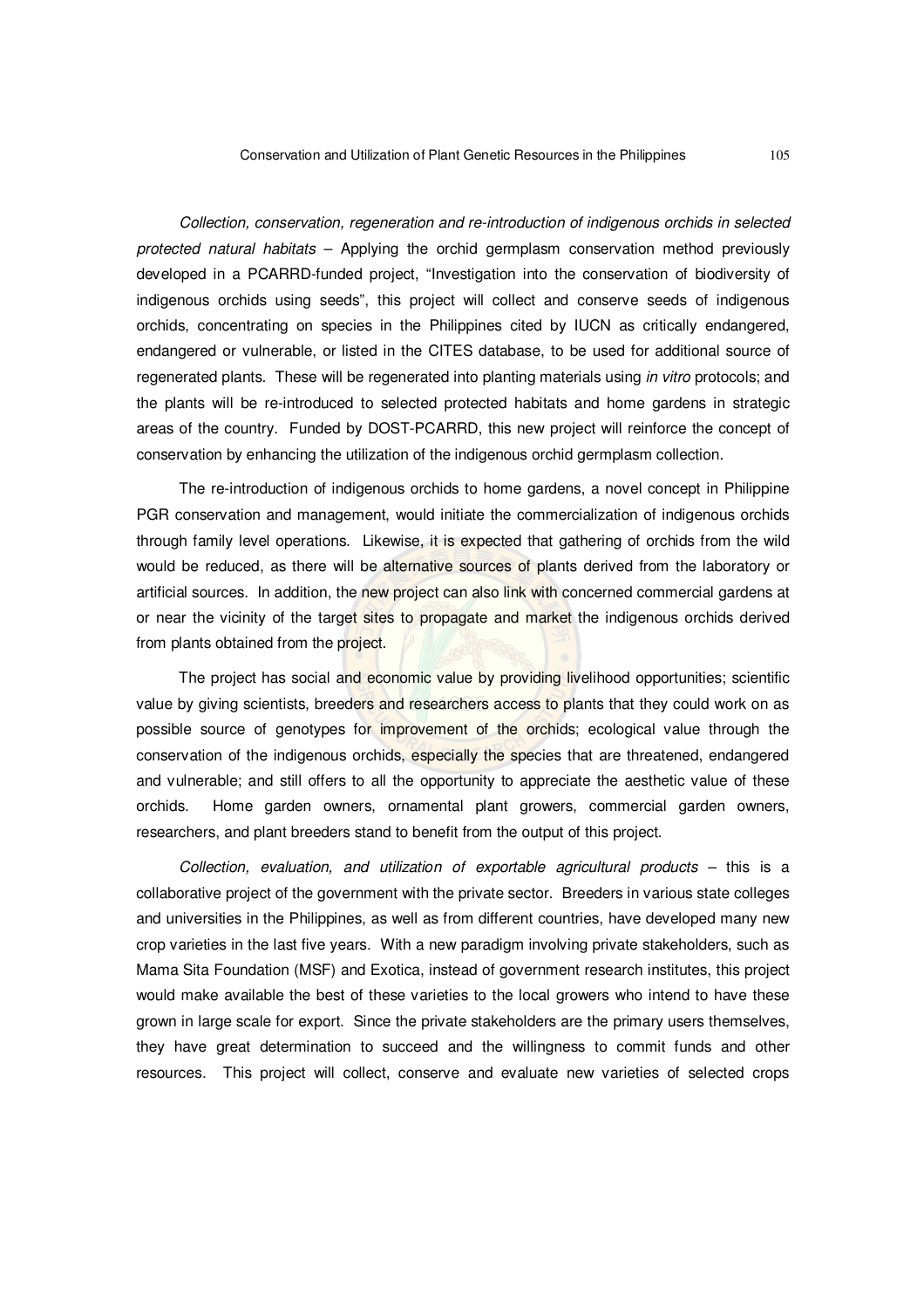*Collection, conservation, regeneration and re-introduction of indigenous orchids in selected protected natural habitats* – Applying the orchid germplasm conservation method previously developed in a PCARRD-funded project, "Investigation into the conservation of biodiversity of indigenous orchids using seeds", this project will collect and conserve seeds of indigenous orchids, concentrating on species in the Philippines cited by IUCN as critically endangered, endangered or vulnerable, or listed in the CITES database, to be used for additional source of regenerated plants. These will be regenerated into planting materials using *in vitro* protocols; and the plants will be re-introduced to selected protected habitats and home gardens in strategic areas of the country. Funded by DOST-PCARRD, this new project will reinforce the concept of conservation by enhancing the utilization of the indigenous orchid germplasm collection.

The re-introduction of indigenous orchids to home gardens, a novel concept in Philippine PGR conservation and management, would initiate the commercialization of indigenous orchids through family level operations. Likewise, it is expected that gathering of orchids from the wild would be reduced, as there will be alternative sources of plants derived from the laboratory or artificial sources. In addition, the new project can also link with concerned commercial gardens at or near the vicinity of the target sites to propagate and market the indigenous orchids derived from plants obtained from the project.

The project has social and economic value by providing livelihood opportunities; scientific value by giving scientists, breeders and researchers access to plants that they could work on as possible source of genotypes for improvement of the orchids; ecological value through the conservation of the indigenous orchids, especially the species that are threatened, endangered and vulnerable; and still offers to all the opportunity to appreciate the aesthetic value of these orchids. Home garden owners, ornamental plant growers, commercial garden owners, researchers, and plant breeders stand to benefit from the output of this project.

*Collection, evaluation, and utilization of exportable agricultural products* – this is a collaborative project of the government with the private sector. Breeders in various state colleges and universities in the Philippines, as well as from different countries, have developed many new crop varieties in the last five years. With a new paradigm involving private stakeholders, such as Mama Sita Foundation (MSF) and Exotica, instead of government research institutes, this project would make available the best of these varieties to the local growers who intend to have these grown in large scale for export. Since the private stakeholders are the primary users themselves, they have great determination to succeed and the willingness to commit funds and other resources. This project will collect, conserve and evaluate new varieties of selected crops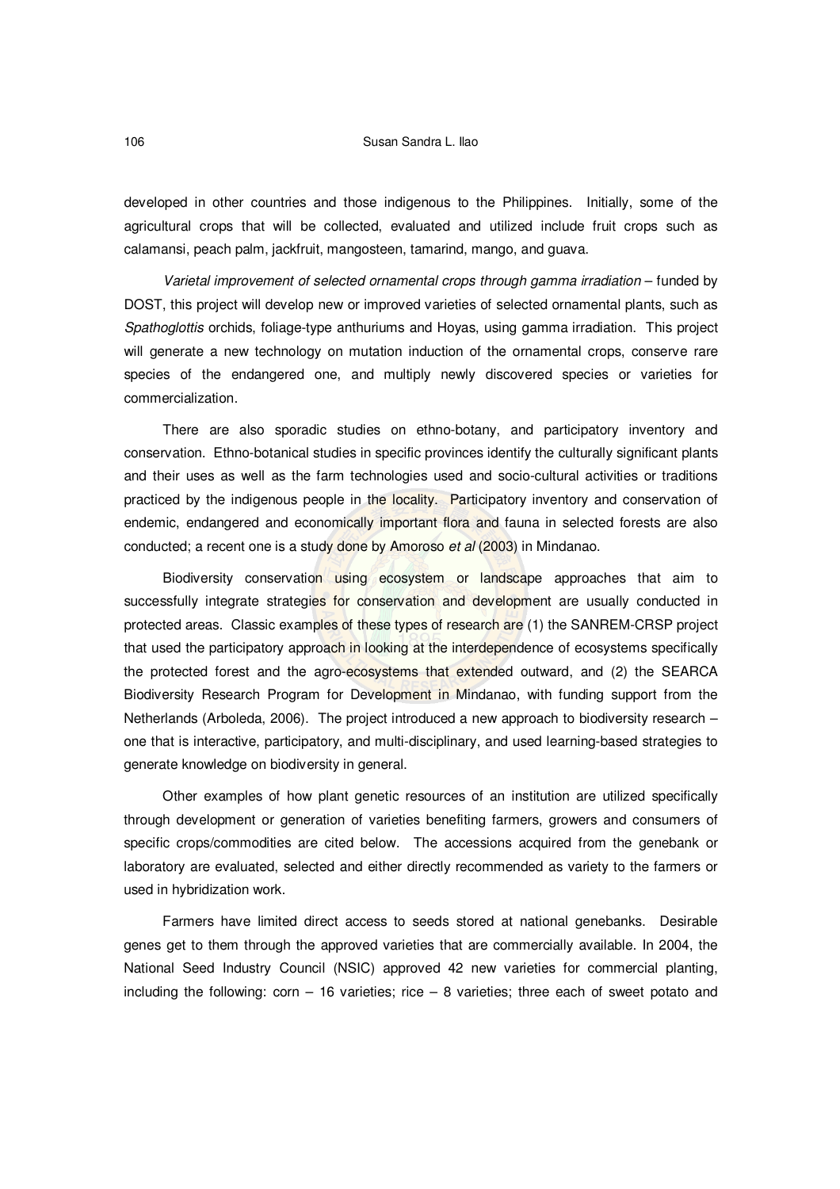developed in other countries and those indigenous to the Philippines. Initially, some of the agricultural crops that will be collected, evaluated and utilized include fruit crops such as calamansi, peach palm, jackfruit, mangosteen, tamarind, mango, and guava.

*Varietal improvement of selected ornamental crops through gamma irradiation* – funded by DOST, this project will develop new or improved varieties of selected ornamental plants, such as *Spathoglottis* orchids, foliage-type anthuriums and Hoyas, using gamma irradiation. This project will generate a new technology on mutation induction of the ornamental crops, conserve rare species of the endangered one, and multiply newly discovered species or varieties for commercialization.

There are also sporadic studies on ethno-botany, and participatory inventory and conservation. Ethno-botanical studies in specific provinces identify the culturally significant plants and their uses as well as the farm technologies used and socio-cultural activities or traditions practiced by the indigenous people in the locality. Participatory inventory and conservation of endemic, endangered and economically important flora and fauna in selected forests are also conducted; a recent one is a study done by Amoroso *et al* (2003) in Mindanao.

Biodiversity conservation using ecosystem or landscape approaches that aim to successfully integrate strategies for conservation and development are usually conducted in protected areas. Classic examples of these types of research are (1) the SANREM-CRSP project that used the participatory approach in looking at the interdependence of ecosystems specifically the protected forest and the agro-ecosystems that extended outward, and (2) the SEARCA Biodiversity Research Program for Development in Mindanao, with funding support from the Netherlands (Arboleda, 2006). The project introduced a new approach to biodiversity research – one that is interactive, participatory, and multi-disciplinary, and used learning-based strategies to generate knowledge on biodiversity in general.

Other examples of how plant genetic resources of an institution are utilized specifically through development or generation of varieties benefiting farmers, growers and consumers of specific crops/commodities are cited below. The accessions acquired from the genebank or laboratory are evaluated, selected and either directly recommended as variety to the farmers or used in hybridization work.

Farmers have limited direct access to seeds stored at national genebanks. Desirable genes get to them through the approved varieties that are commercially available. In 2004, the National Seed Industry Council (NSIC) approved 42 new varieties for commercial planting, including the following: corn – 16 varieties; rice – 8 varieties; three each of sweet potato and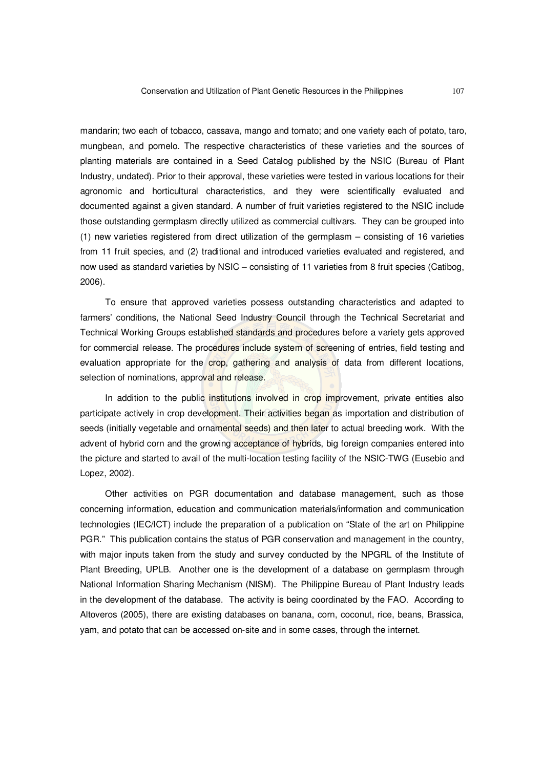mandarin; two each of tobacco, cassava, mango and tomato; and one variety each of potato, taro, mungbean, and pomelo. The respective characteristics of these varieties and the sources of planting materials are contained in a Seed Catalog published by the NSIC (Bureau of Plant Industry, undated). Prior to their approval, these varieties were tested in various locations for their agronomic and horticultural characteristics, and they were scientifically evaluated and documented against a given standard. A number of fruit varieties registered to the NSIC include those outstanding germplasm directly utilized as commercial cultivars. They can be grouped into (1) new varieties registered from direct utilization of the germplasm – consisting of 16 varieties from 11 fruit species, and (2) traditional and introduced varieties evaluated and registered, and now used as standard varieties by NSIC – consisting of 11 varieties from 8 fruit species (Catibog, 2006).

To ensure that approved varieties possess outstanding characteristics and adapted to farmers' conditions, the National Seed Industry Council through the Technical Secretariat and Technical Working Groups established standards and procedures before a variety gets approved for commercial release. The procedures include system of screening of entries, field testing and evaluation appropriate for the crop, gathering and analysis of data from different locations, selection of nominations, approval and release.

In addition to the public institutions involved in crop improvement, private entities also participate actively in crop development. Their activities began as importation and distribution of seeds (initially vegetable and ornamental seeds) and then later to actual breeding work. With the advent of hybrid corn and the growing acceptance of hybrids, big foreign companies entered into the picture and started to avail of the multi-location testing facility of the NSIC-TWG (Eusebio and Lopez, 2002).

Other activities on PGR documentation and database management, such as those concerning information, education and communication materials/information and communication technologies (IEC/ICT) include the preparation of a publication on "State of the art on Philippine PGR." This publication contains the status of PGR conservation and management in the country, with major inputs taken from the study and survey conducted by the NPGRL of the Institute of Plant Breeding, UPLB. Another one is the development of a database on germplasm through National Information Sharing Mechanism (NISM). The Philippine Bureau of Plant Industry leads in the development of the database. The activity is being coordinated by the FAO. According to Altoveros (2005), there are existing databases on banana, corn, coconut, rice, beans, Brassica, yam, and potato that can be accessed on-site and in some cases, through the internet.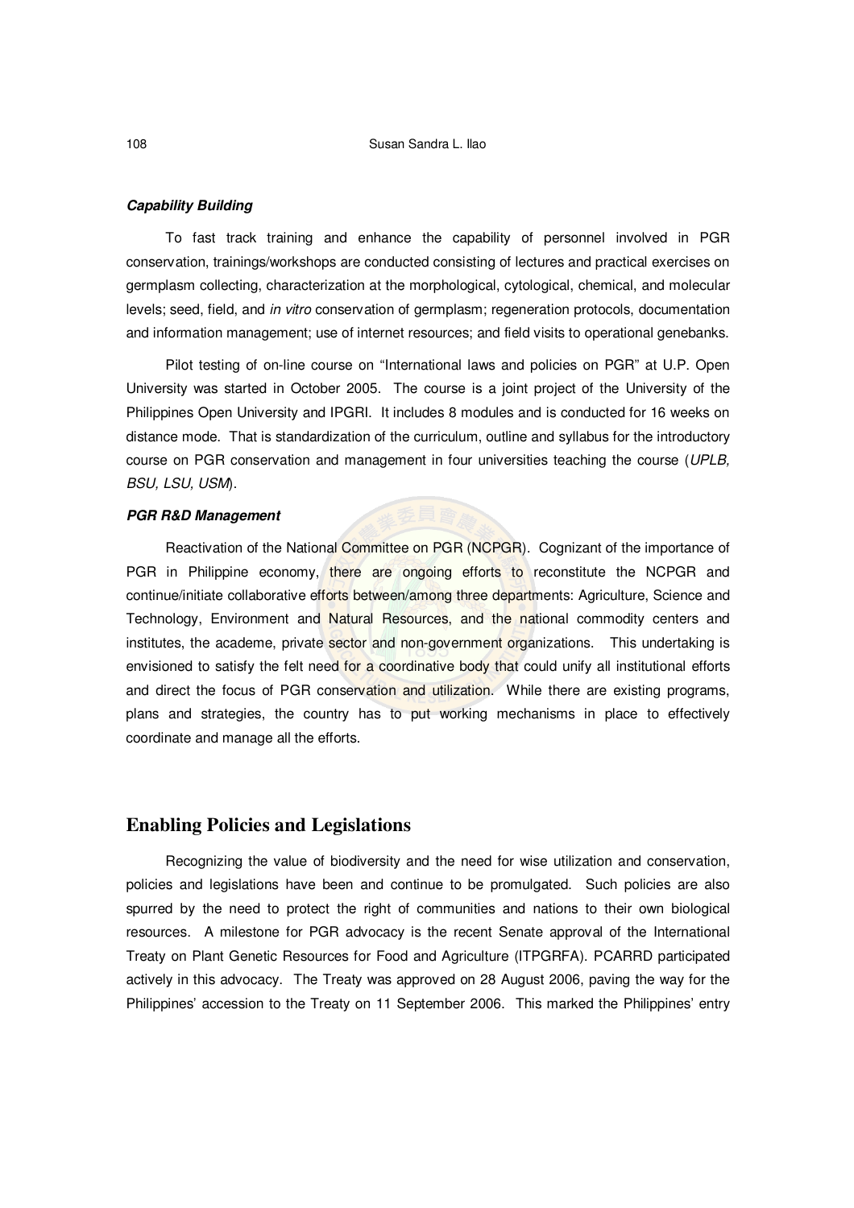***Capability Building***

To fast track training and enhance the capability of personnel involved in PGR conservation, trainings/workshops are conducted consisting of lectures and practical exercises on germplasm collecting, characterization at the morphological, cytological, chemical, and molecular levels; seed, field, and *in vitro* conservation of germplasm; regeneration protocols, documentation and information management; use of internet resources; and field visits to operational genebanks.

Pilot testing of on-line course on "International laws and policies on PGR" at U.P. Open University was started in October 2005. The course is a joint project of the University of the Philippines Open University and IPGRI. It includes 8 modules and is conducted for 16 weeks on distance mode. That is standardization of the curriculum, outline and syllabus for the introductory course on PGR conservation and management in four universities teaching the course (*UPLB, BSU, LSU, USM*).

***PGR R&D Management***

Reactivation of the National Committee on PGR (NCPGR). Cognizant of the importance of PGR in Philippine economy, there are ongoing efforts to reconstitute the NCPGR and continue/initiate collaborative efforts between/among three departments: Agriculture, Science and Technology, Environment and Natural Resources, and the national commodity centers and institutes, the academe, private sector and non-government organizations. This undertaking is envisioned to satisfy the felt need for a coordinative body that could unify all institutional efforts and direct the focus of PGR conservation and utilization. While there are existing programs, plans and strategies, the country has to put working mechanisms in place to effectively coordinate and manage all the efforts.

## Enabling Policies and Legislations

Recognizing the value of biodiversity and the need for wise utilization and conservation, policies and legislations have been and continue to be promulgated. Such policies are also spurred by the need to protect the right of communities and nations to their own biological resources. A milestone for PGR advocacy is the recent Senate approval of the International Treaty on Plant Genetic Resources for Food and Agriculture (ITPGRFA). PCARRD participated actively in this advocacy. The Treaty was approved on 28 August 2006, paving the way for the Philippines' accession to the Treaty on 11 September 2006. This marked the Philippines' entry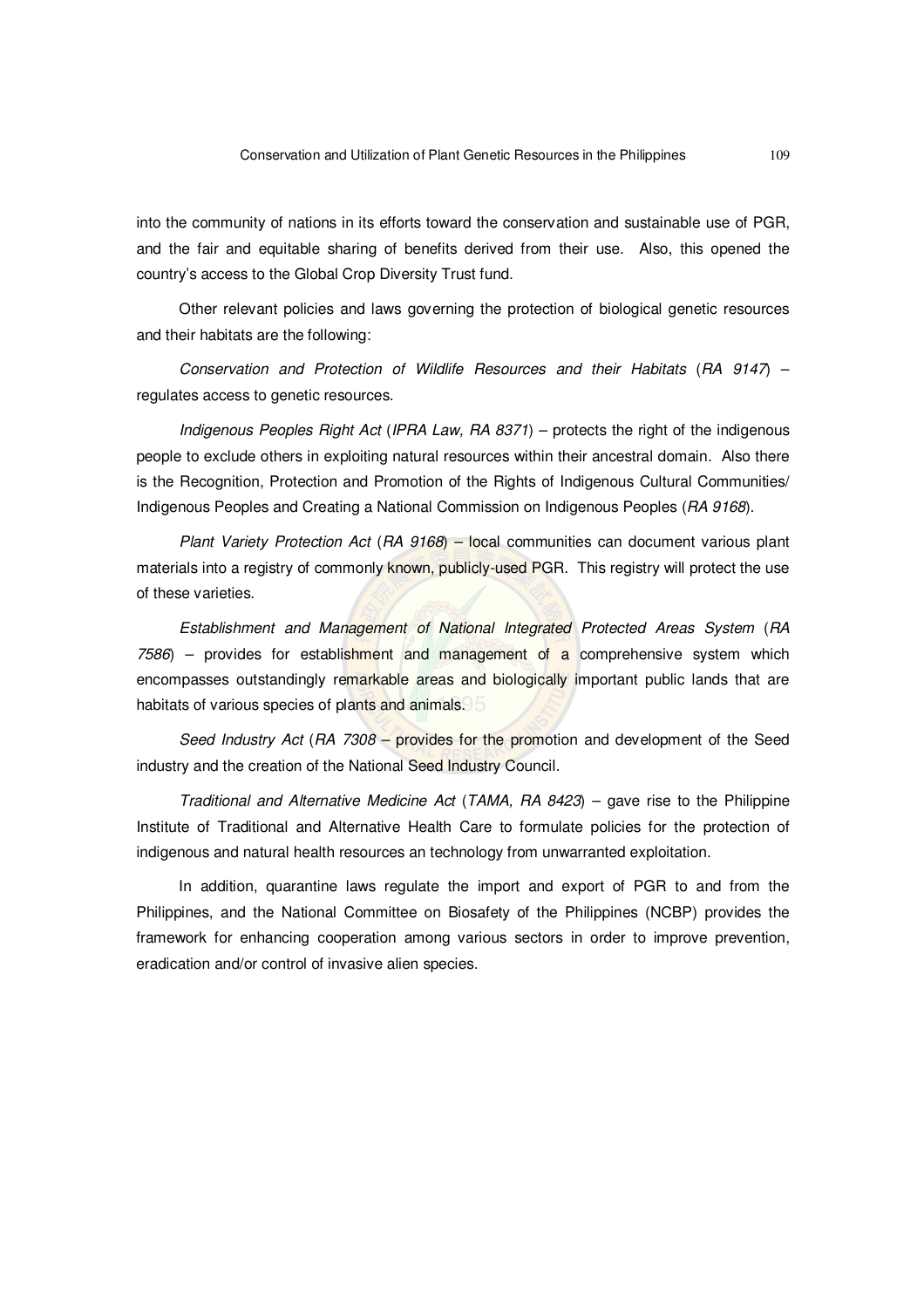into the community of nations in its efforts toward the conservation and sustainable use of PGR, and the fair and equitable sharing of benefits derived from their use. Also, this opened the country's access to the Global Crop Diversity Trust fund.

Other relevant policies and laws governing the protection of biological genetic resources and their habitats are the following:

*Conservation and Protection of Wildlife Resources and their Habitats* (*RA 9147*) – regulates access to genetic resources.

*Indigenous Peoples Right Act* (*IPRA Law, RA 8371*) – protects the right of the indigenous people to exclude others in exploiting natural resources within their ancestral domain. Also there is the Recognition, Protection and Promotion of the Rights of Indigenous Cultural Communities/ Indigenous Peoples and Creating a National Commission on Indigenous Peoples (*RA 9168*).

*Plant Variety Protection Act* (*RA 9168*) – local communities can document various plant materials into a registry of commonly known, publicly-used PGR. This registry will protect the use of these varieties.

*Establishment and Management of National Integrated Protected Areas System* (*RA 7586*) – provides for establishment and management of a comprehensive system which encompasses outstandingly remarkable areas and biologically important public lands that are habitats of various species of plants and animals.

*Seed Industry Act* (*RA 7308* – provides for the promotion and development of the Seed industry and the creation of the National Seed Industry Council.

*Traditional and Alternative Medicine Act* (*TAMA, RA 8423*) – gave rise to the Philippine Institute of Traditional and Alternative Health Care to formulate policies for the protection of indigenous and natural health resources an technology from unwarranted exploitation.

In addition, quarantine laws regulate the import and export of PGR to and from the Philippines, and the National Committee on Biosafety of the Philippines (NCBP) provides the framework for enhancing cooperation among various sectors in order to improve prevention, eradication and/or control of invasive alien species.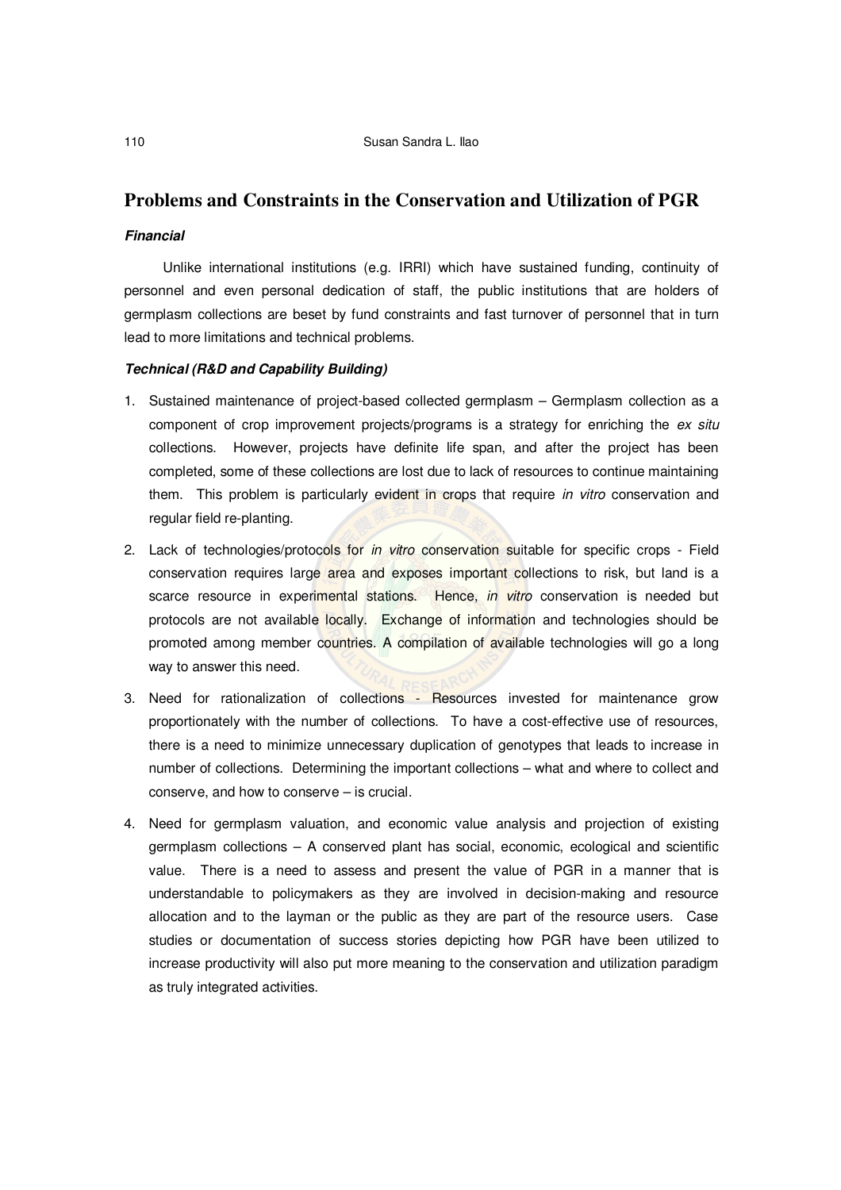## Problems and Constraints in the Conservation and Utilization of PGR

***Financial***

Unlike international institutions (e.g. IRRI) which have sustained funding, continuity of personnel and even personal dedication of staff, the public institutions that are holders of germplasm collections are beset by fund constraints and fast turnover of personnel that in turn lead to more limitations and technical problems.

***Technical (R&D and Capability Building)***

1. Sustained maintenance of project-based collected germplasm – Germplasm collection as a component of crop improvement projects/programs is a strategy for enriching the *ex situ* collections. However, projects have definite life span, and after the project has been completed, some of these collections are lost due to lack of resources to continue maintaining them. This problem is particularly evident in crops that require *in vitro* conservation and regular field re-planting.

2. Lack of technologies/protocols for *in vitro* conservation suitable for specific crops - Field conservation requires large area and exposes important collections to risk, but land is a scarce resource in experimental stations. Hence, *in vitro* conservation is needed but protocols are not available locally. Exchange of information and technologies should be promoted among member countries. A compilation of available technologies will go a long way to answer this need.

3. Need for rationalization of collections - Resources invested for maintenance grow proportionately with the number of collections. To have a cost-effective use of resources, there is a need to minimize unnecessary duplication of genotypes that leads to increase in number of collections. Determining the important collections – what and where to collect and conserve, and how to conserve – is crucial.

4. Need for germplasm valuation, and economic value analysis and projection of existing germplasm collections – A conserved plant has social, economic, ecological and scientific value. There is a need to assess and present the value of PGR in a manner that is understandable to policymakers as they are involved in decision-making and resource allocation and to the layman or the public as they are part of the resource users. Case studies or documentation of success stories depicting how PGR have been utilized to increase productivity will also put more meaning to the conservation and utilization paradigm as truly integrated activities.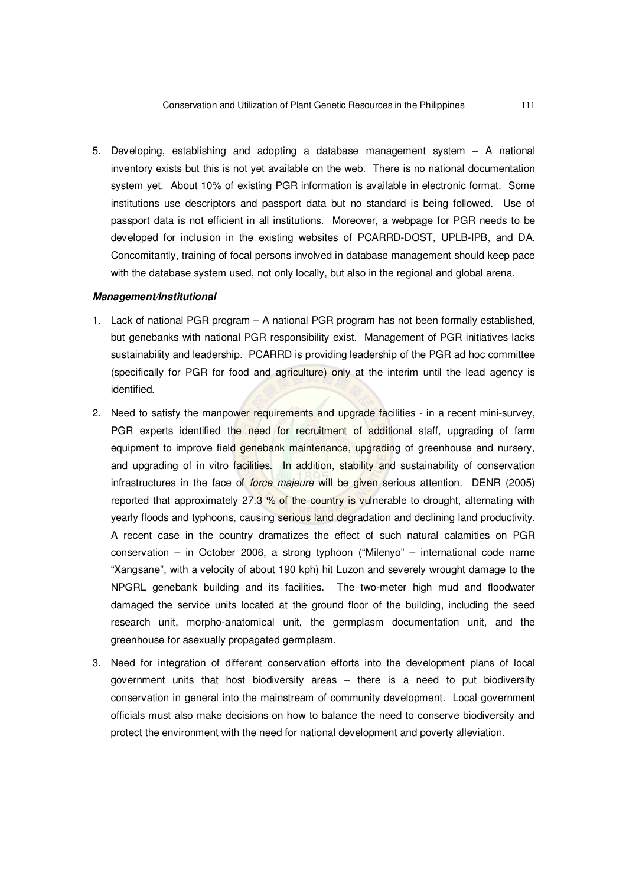5. Developing, establishing and adopting a database management system – A national inventory exists but this is not yet available on the web. There is no national documentation system yet. About 10% of existing PGR information is available in electronic format. Some institutions use descriptors and passport data but no standard is being followed. Use of passport data is not efficient in all institutions. Moreover, a webpage for PGR needs to be developed for inclusion in the existing websites of PCARRD-DOST, UPLB-IPB, and DA. Concomitantly, training of focal persons involved in database management should keep pace with the database system used, not only locally, but also in the regional and global arena.

***Management/Institutional***

1. Lack of national PGR program – A national PGR program has not been formally established, but genebanks with national PGR responsibility exist. Management of PGR initiatives lacks sustainability and leadership. PCARRD is providing leadership of the PGR ad hoc committee (specifically for PGR for food and agriculture) only at the interim until the lead agency is identified.

2. Need to satisfy the manpower requirements and upgrade facilities - in a recent mini-survey, PGR experts identified the need for recruitment of additional staff, upgrading of farm equipment to improve field genebank maintenance, upgrading of greenhouse and nursery, and upgrading of in vitro facilities. In addition, stability and sustainability of conservation infrastructures in the face of *force majeure* will be given serious attention. DENR (2005) reported that approximately 27.3 % of the country is vulnerable to drought, alternating with yearly floods and typhoons, causing serious land degradation and declining land productivity. A recent case in the country dramatizes the effect of such natural calamities on PGR conservation – in October 2006, a strong typhoon ("Milenyo" – international code name "Xangsane", with a velocity of about 190 kph) hit Luzon and severely wrought damage to the NPGRL genebank building and its facilities. The two-meter high mud and floodwater damaged the service units located at the ground floor of the building, including the seed research unit, morpho-anatomical unit, the germplasm documentation unit, and the greenhouse for asexually propagated germplasm.

3. Need for integration of different conservation efforts into the development plans of local government units that host biodiversity areas – there is a need to put biodiversity conservation in general into the mainstream of community development. Local government officials must also make decisions on how to balance the need to conserve biodiversity and protect the environment with the need for national development and poverty alleviation.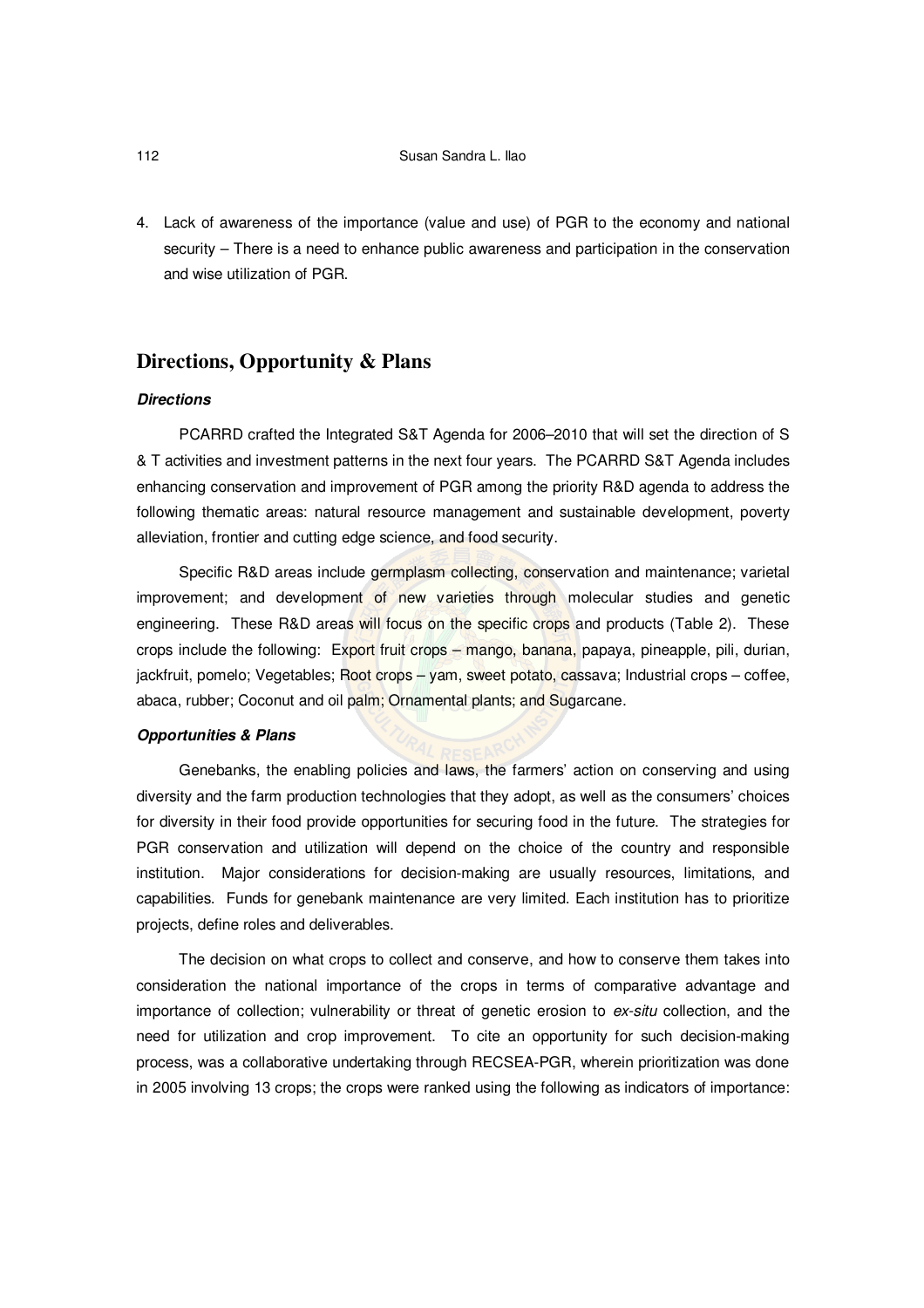4. Lack of awareness of the importance (value and use) of PGR to the economy and national security – There is a need to enhance public awareness and participation in the conservation and wise utilization of PGR.

## Directions, Opportunity & Plans

### *Directions*

PCARRD crafted the Integrated S&T Agenda for 2006–2010 that will set the direction of S & T activities and investment patterns in the next four years. The PCARRD S&T Agenda includes enhancing conservation and improvement of PGR among the priority R&D agenda to address the following thematic areas: natural resource management and sustainable development, poverty alleviation, frontier and cutting edge science, and food security.

Specific R&D areas include germplasm collecting, conservation and maintenance; varietal improvement; and development of new varieties through molecular studies and genetic engineering. These R&D areas will focus on the specific crops and products (Table 2). These crops include the following: Export fruit crops – mango, banana, papaya, pineapple, pili, durian, jackfruit, pomelo; Vegetables; Root crops – yam, sweet potato, cassava; Industrial crops – coffee, abaca, rubber; Coconut and oil palm; Ornamental plants; and Sugarcane.

### *Opportunities & Plans*

Genebanks, the enabling policies and laws, the farmers' action on conserving and using diversity and the farm production technologies that they adopt, as well as the consumers' choices for diversity in their food provide opportunities for securing food in the future. The strategies for PGR conservation and utilization will depend on the choice of the country and responsible institution. Major considerations for decision-making are usually resources, limitations, and capabilities. Funds for genebank maintenance are very limited. Each institution has to prioritize projects, define roles and deliverables.

The decision on what crops to collect and conserve, and how to conserve them takes into consideration the national importance of the crops in terms of comparative advantage and importance of collection; vulnerability or threat of genetic erosion to *ex-situ* collection, and the need for utilization and crop improvement. To cite an opportunity for such decision-making process, was a collaborative undertaking through RECSEA-PGR, wherein prioritization was done in 2005 involving 13 crops; the crops were ranked using the following as indicators of importance: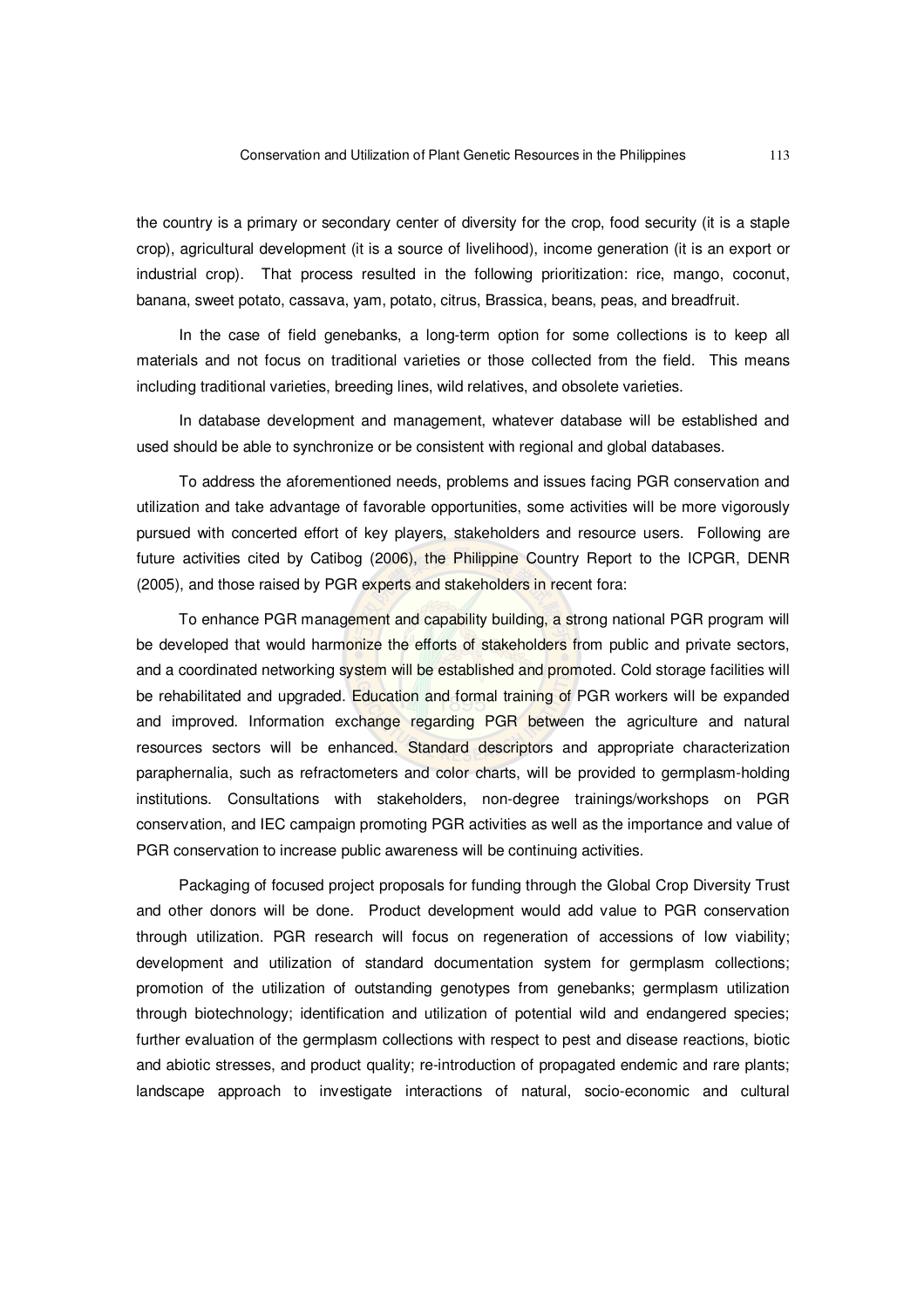the country is a primary or secondary center of diversity for the crop, food security (it is a staple crop), agricultural development (it is a source of livelihood), income generation (it is an export or industrial crop). That process resulted in the following prioritization: rice, mango, coconut, banana, sweet potato, cassava, yam, potato, citrus, Brassica, beans, peas, and breadfruit.

In the case of field genebanks, a long-term option for some collections is to keep all materials and not focus on traditional varieties or those collected from the field. This means including traditional varieties, breeding lines, wild relatives, and obsolete varieties.

In database development and management, whatever database will be established and used should be able to synchronize or be consistent with regional and global databases.

To address the aforementioned needs, problems and issues facing PGR conservation and utilization and take advantage of favorable opportunities, some activities will be more vigorously pursued with concerted effort of key players, stakeholders and resource users. Following are future activities cited by Catibog (2006), the Philippine Country Report to the ICPGR, DENR (2005), and those raised by PGR experts and stakeholders in recent fora:

To enhance PGR management and capability building, a strong national PGR program will be developed that would harmonize the efforts of stakeholders from public and private sectors, and a coordinated networking system will be established and promoted. Cold storage facilities will be rehabilitated and upgraded. Education and formal training of PGR workers will be expanded and improved. Information exchange regarding PGR between the agriculture and natural resources sectors will be enhanced. Standard descriptors and appropriate characterization paraphernalia, such as refractometers and color charts, will be provided to germplasm-holding institutions. Consultations with stakeholders, non-degree trainings/workshops on PGR conservation, and IEC campaign promoting PGR activities as well as the importance and value of PGR conservation to increase public awareness will be continuing activities.

Packaging of focused project proposals for funding through the Global Crop Diversity Trust and other donors will be done. Product development would add value to PGR conservation through utilization. PGR research will focus on regeneration of accessions of low viability; development and utilization of standard documentation system for germplasm collections; promotion of the utilization of outstanding genotypes from genebanks; germplasm utilization through biotechnology; identification and utilization of potential wild and endangered species; further evaluation of the germplasm collections with respect to pest and disease reactions, biotic and abiotic stresses, and product quality; re-introduction of propagated endemic and rare plants; landscape approach to investigate interactions of natural, socio-economic and cultural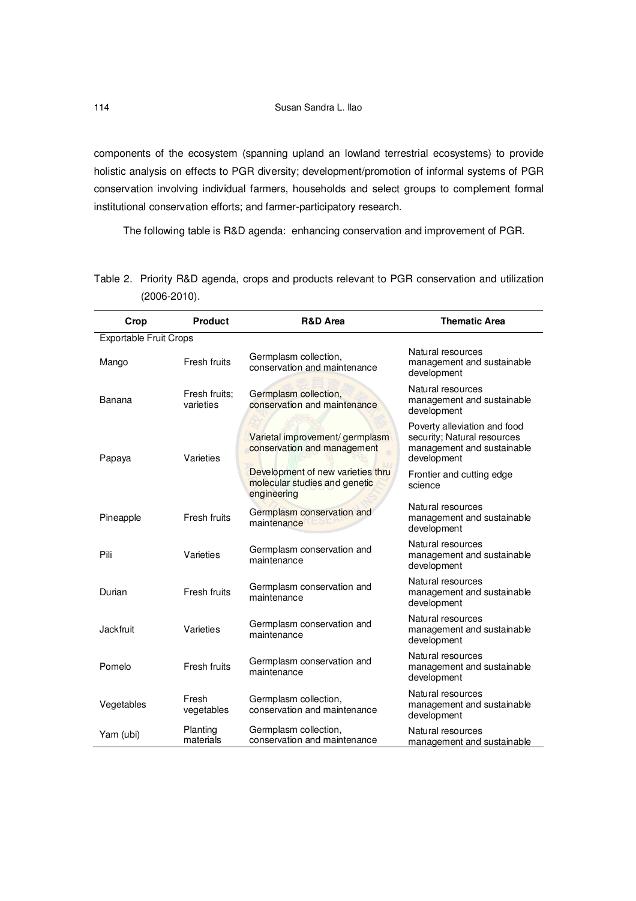components of the ecosystem (spanning upland an lowland terrestrial ecosystems) to provide holistic analysis on effects to PGR diversity; development/promotion of informal systems of PGR conservation involving individual farmers, households and select groups to complement formal institutional conservation efforts; and farmer-participatory research.

The following table is R&D agenda: enhancing conservation and improvement of PGR.

Table 2. Priority R&D agenda, crops and products relevant to PGR conservation and utilization (2006-2010).

| Crop | Product | R&D Area | Thematic Area |
|---|---|---|---|
| Exportable Fruit Crops | | | |
| Mango | Fresh fruits | Germplasm collection, conservation and maintenance | Natural resources management and sustainable development |
| Banana | Fresh fruits; varieties | Germplasm collection, conservation and maintenance | Natural resources management and sustainable development |
| Papaya | Varieties | Varietal improvement/ germplasm conservation and management | Poverty alleviation and food security; Natural resources management and sustainable development |
| | | Development of new varieties thru molecular studies and genetic engineering | Frontier and cutting edge science |
| Pineapple | Fresh fruits | Germplasm conservation and maintenance | Natural resources management and sustainable development |
| Pili | Varieties | Germplasm conservation and maintenance | Natural resources management and sustainable development |
| Durian | Fresh fruits | Germplasm conservation and maintenance | Natural resources management and sustainable development |
| Jackfruit | Varieties | Germplasm conservation and maintenance | Natural resources management and sustainable development |
| Pomelo | Fresh fruits | Germplasm conservation and maintenance | Natural resources management and sustainable development |
| Vegetables | Fresh vegetables | Germplasm collection, conservation and maintenance | Natural resources management and sustainable development |
| Yam (ubi) | Planting materials | Germplasm collection, conservation and maintenance | Natural resources management and sustainable |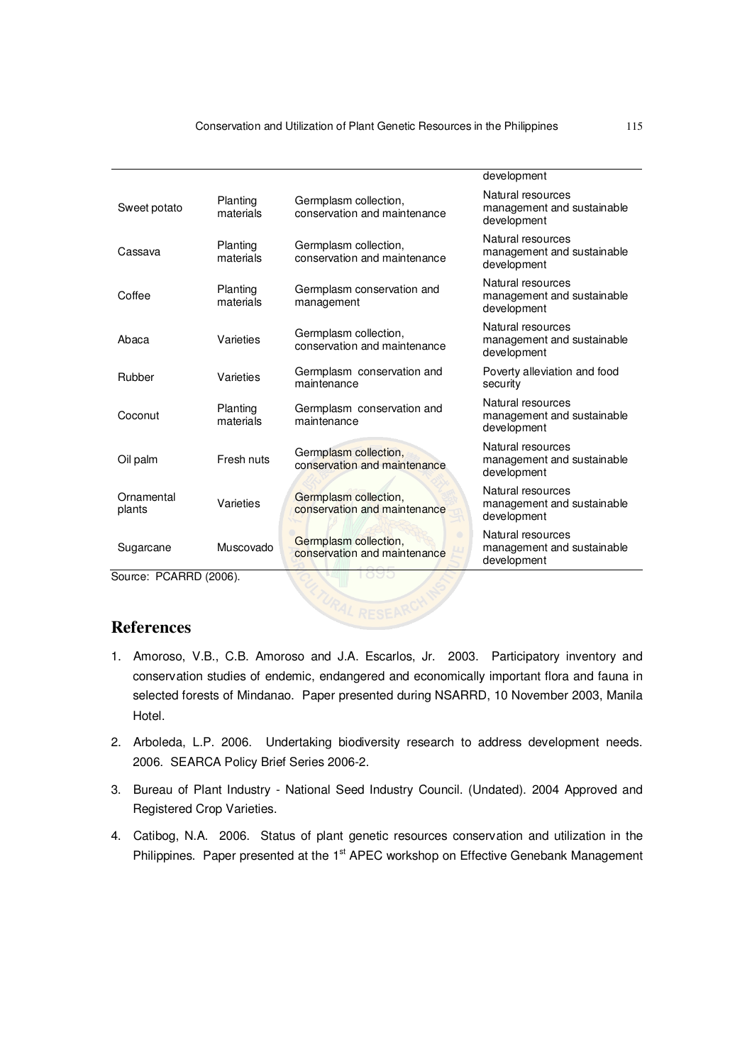| | | | development |
|---|---|---|---|
| Sweet potato | Planting materials | Germplasm collection, conservation and maintenance | Natural resources management and sustainable development |
| Cassava | Planting materials | Germplasm collection, conservation and maintenance | Natural resources management and sustainable development |
| Coffee | Planting materials | Germplasm conservation and management | Natural resources management and sustainable development |
| Abaca | Varieties | Germplasm collection, conservation and maintenance | Natural resources management and sustainable development |
| Rubber | Varieties | Germplasm conservation and maintenance | Poverty alleviation and food security |
| Coconut | Planting materials | Germplasm conservation and maintenance | Natural resources management and sustainable development |
| Oil palm | Fresh nuts | Germplasm collection, conservation and maintenance | Natural resources management and sustainable development |
| Ornamental plants | Varieties | Germplasm collection, conservation and maintenance | Natural resources management and sustainable development |
| Sugarcane | Muscovado | Germplasm collection, conservation and maintenance | Natural resources management and sustainable development |

Source: PCARRD (2006).

## References

1. Amoroso, V.B., C.B. Amoroso and J.A. Escarlos, Jr. 2003. Participatory inventory and conservation studies of endemic, endangered and economically important flora and fauna in selected forests of Mindanao. Paper presented during NSARRD, 10 November 2003, Manila Hotel.

2. Arboleda, L.P. 2006. Undertaking biodiversity research to address development needs. 2006. SEARCA Policy Brief Series 2006-2.

3. Bureau of Plant Industry - National Seed Industry Council. (Undated). 2004 Approved and Registered Crop Varieties.

4. Catibog, N.A. 2006. Status of plant genetic resources conservation and utilization in the Philippines. Paper presented at the 1st APEC workshop on Effective Genebank Management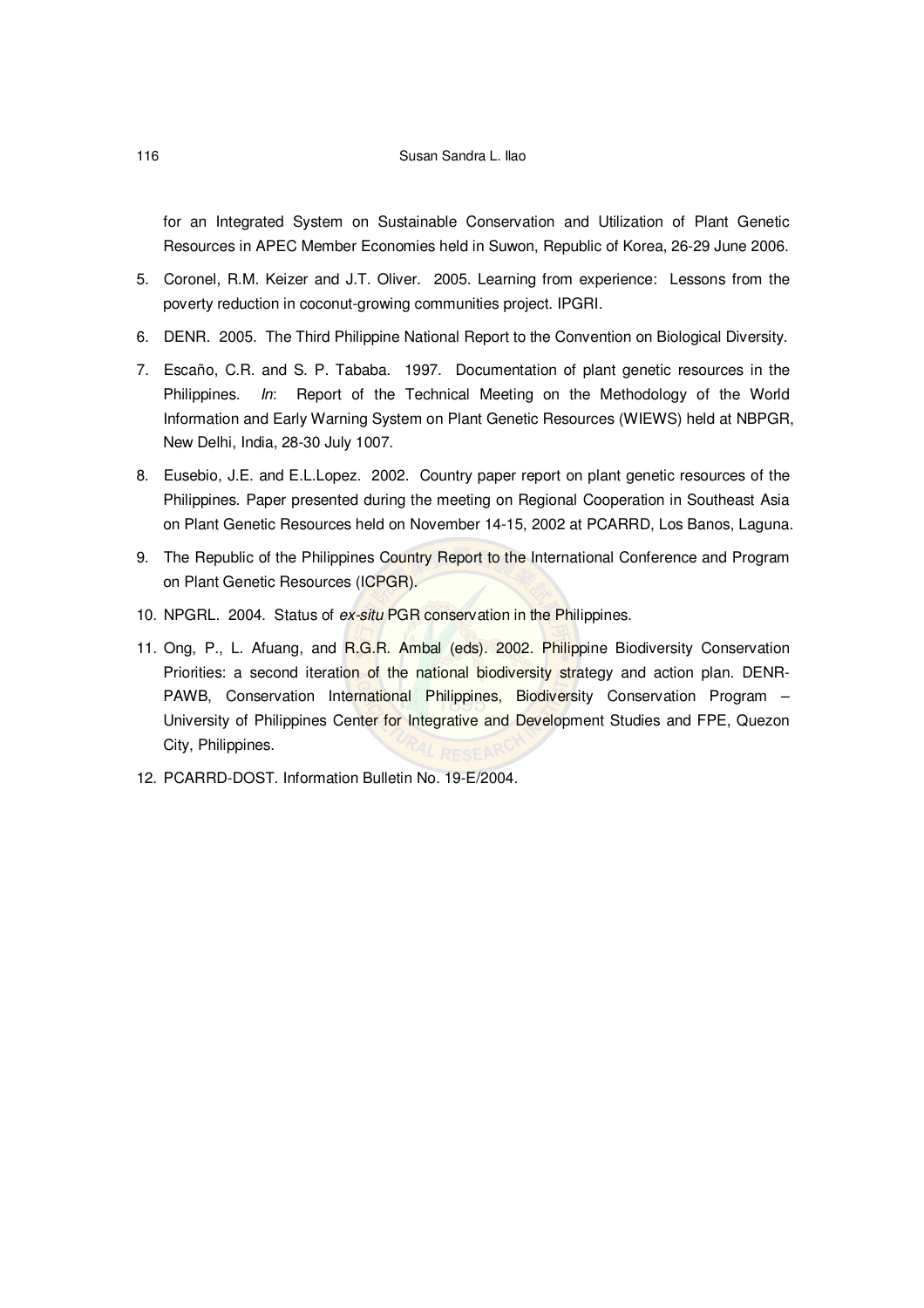for an Integrated System on Sustainable Conservation and Utilization of Plant Genetic Resources in APEC Member Economies held in Suwon, Republic of Korea, 26-29 June 2006.

5. Coronel, R.M. Keizer and J.T. Oliver. 2005. Learning from experience: Lessons from the poverty reduction in coconut-growing communities project. IPGRI.
6. DENR. 2005. The Third Philippine National Report to the Convention on Biological Diversity.
7. Escaño, C.R. and S. P. Tababa. 1997. Documentation of plant genetic resources in the Philippines. *In*: Report of the Technical Meeting on the Methodology of the World Information and Early Warning System on Plant Genetic Resources (WIEWS) held at NBPGR, New Delhi, India, 28-30 July 1007.
8. Eusebio, J.E. and E.L.Lopez. 2002. Country paper report on plant genetic resources of the Philippines. Paper presented during the meeting on Regional Cooperation in Southeast Asia on Plant Genetic Resources held on November 14-15, 2002 at PCARRD, Los Banos, Laguna.
9. The Republic of the Philippines Country Report to the International Conference and Program on Plant Genetic Resources (ICPGR).
10. NPGRL. 2004. Status of *ex-situ* PGR conservation in the Philippines.
11. Ong, P., L. Afuang, and R.G.R. Ambal (eds). 2002. Philippine Biodiversity Conservation Priorities: a second iteration of the national biodiversity strategy and action plan. DENR-PAWB, Conservation International Philippines, Biodiversity Conservation Program – University of Philippines Center for Integrative and Development Studies and FPE, Quezon City, Philippines.
12. PCARRD-DOST. Information Bulletin No. 19-E/2004.